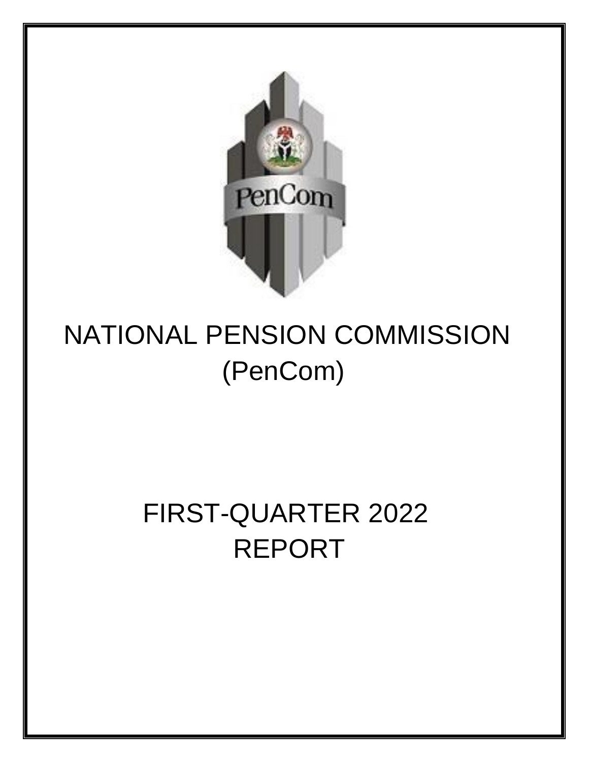# NATIONAL PENSION COMMISSION (PenCom)

# FIRST-QUARTER 2022 REPORT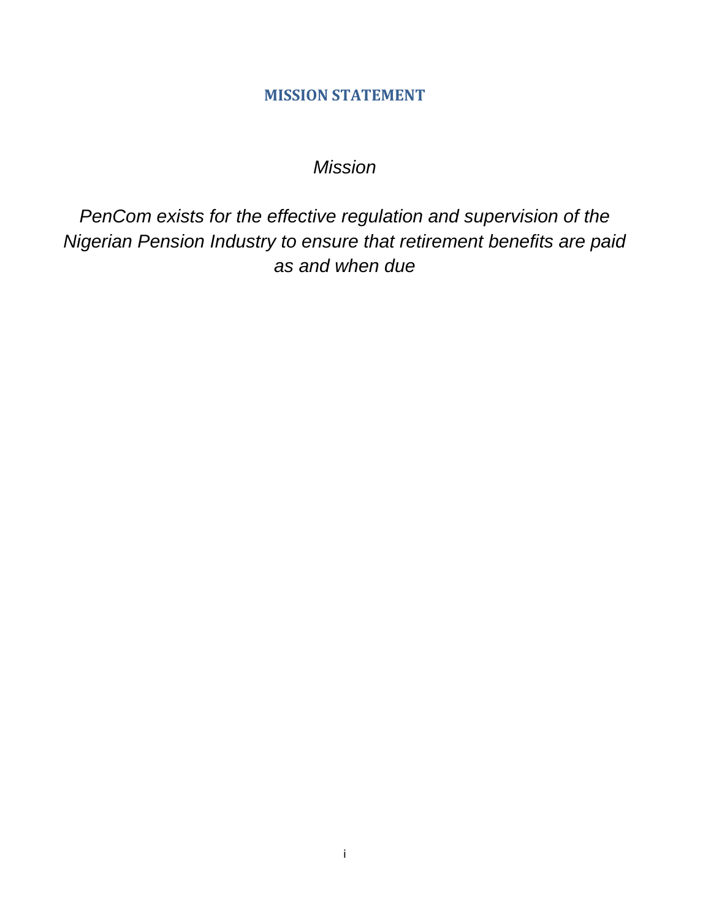## MISSION STATEMENT

*Mission*

*PenCom exists for the effective regulation and supervision of the Nigerian Pension Industry to ensure that retirement benefits are paid as and when due*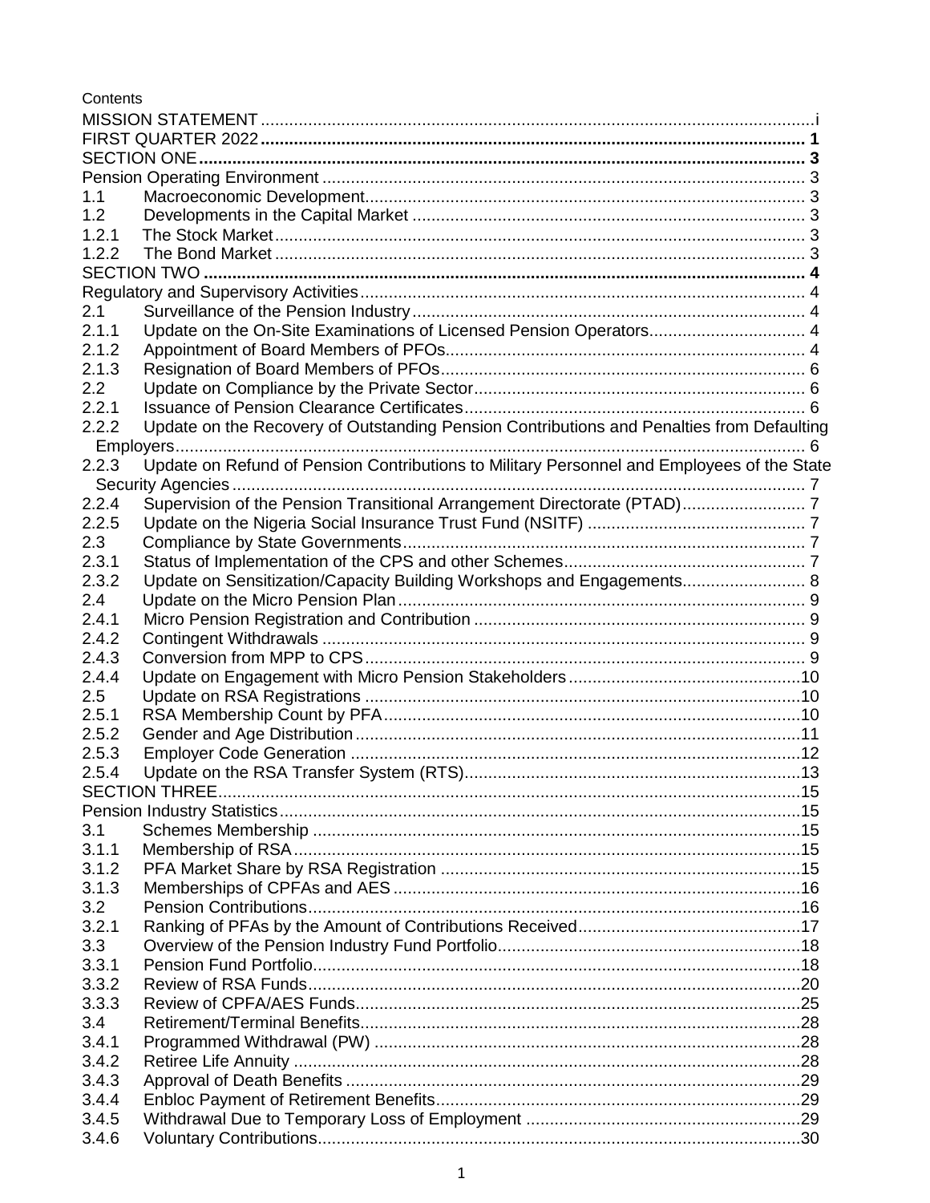Contents

MISSION STATEMENT ....................................................................................................................i
**FIRST QUARTER 2022 ................................................................................................................ 1**
**SECTION ONE ............................................................................................................................. 3**
Pension Operating Environment ..................................................................................................... 3
1.1 Macroeconomic Development............................................................................................ 3
1.2 Developments in the Capital Market .................................................................................. 3
1.2.1 The Stock Market.............................................................................................................. 3
1.2.2 The Bond Market ............................................................................................................... 3
**SECTION TWO ............................................................................................................................. 4**
Regulatory and Supervisory Activities............................................................................................. 4
2.1 Surveillance of the Pension Industry.................................................................................. 4
2.1.1 Update on the On-Site Examinations of Licensed Pension Operators................................. 4
2.1.2 Appointment of Board Members of PFOs........................................................................... 4
2.1.3 Resignation of Board Members of PFOs............................................................................ 6
2.2 Update on Compliance by the Private Sector..................................................................... 6
2.2.1 Issuance of Pension Clearance Certificates....................................................................... 6
2.2.2 Update on the Recovery of Outstanding Pension Contributions and Penalties from Defaulting Employers.................................................................................................................................... 6
2.2.3 Update on Refund of Pension Contributions to Military Personnel and Employees of the State Security Agencies........................................................................................................................ 7
2.2.4 Supervision of the Pension Transitional Arrangement Directorate (PTAD).......................... 7
2.2.5 Update on the Nigeria Social Insurance Trust Fund (NSITF) .............................................. 7
2.3 Compliance by State Governments.................................................................................... 7
2.3.1 Status of Implementation of the CPS and other Schemes................................................... 7
2.3.2 Update on Sensitization/Capacity Building Workshops and Engagements.......................... 8
2.4 Update on the Micro Pension Plan..................................................................................... 9
2.4.1 Micro Pension Registration and Contribution ..................................................................... 9
2.4.2 Contingent Withdrawals ..................................................................................................... 9
2.4.3 Conversion from MPP to CPS............................................................................................ 9
2.4.4 Update on Engagement with Micro Pension Stakeholders.................................................10
2.5 Update on RSA Registrations ...........................................................................................10
2.5.1 RSA Membership Count by PFA.......................................................................................10
2.5.2 Gender and Age Distribution.............................................................................................11
2.5.3 Employer Code Generation ..............................................................................................12
2.5.4 Update on the RSA Transfer System (RTS)......................................................................13
SECTION THREE..........................................................................................................................15
Pension Industry Statistics.............................................................................................................15
3.1 Schemes Membership ......................................................................................................15
3.1.1 Membership of RSA..........................................................................................................15
3.1.2 PFA Market Share by RSA Registration ...........................................................................15
3.1.3 Memberships of CPFAs and AES .....................................................................................16
3.2 Pension Contributions.......................................................................................................16
3.2.1 Ranking of PFAs by the Amount of Contributions Received...............................................17
3.3 Overview of the Pension Industry Fund Portfolio................................................................18
3.3.1 Pension Fund Portfolio......................................................................................................18
3.3.2 Review of RSA Funds.......................................................................................................20
3.3.3 Review of CPFA/AES Funds.............................................................................................25
3.4 Retirement/Terminal Benefits............................................................................................28
3.4.1 Programmed Withdrawal (PW) .........................................................................................28
3.4.2 Retiree Life Annuity ..........................................................................................................28
3.4.3 Approval of Death Benefits ...............................................................................................29
3.4.4 Enbloc Payment of Retirement Benefits............................................................................29
3.4.5 Withdrawal Due to Temporary Loss of Employment .........................................................29
3.4.6 Voluntary Contributions.....................................................................................................30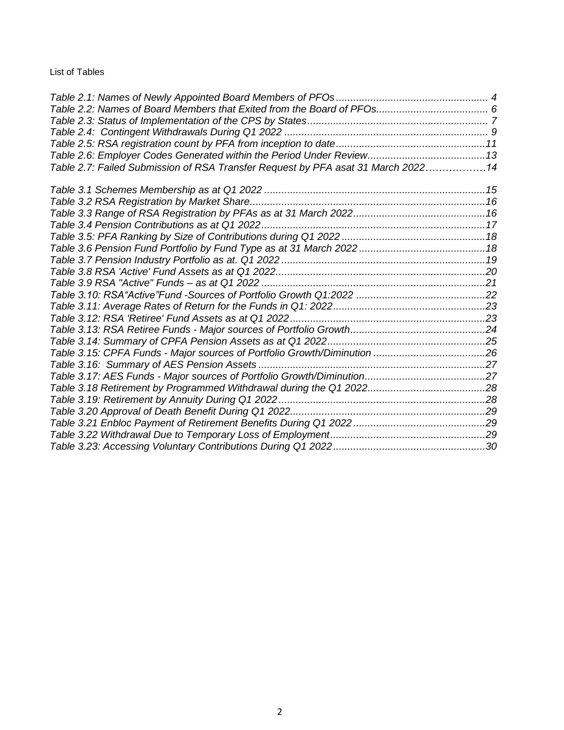List of Tables

*Table 2.1: Names of Newly Appointed Board Members of PFOs ..................................................... 4*
*Table 2.2: Names of Board Members that Exited from the Board of PFOs....................................... 6*
*Table 2.3: Status of Implementation of the CPS by States .............................................................. 7*
*Table 2.4: Contingent Withdrawals During Q1 2022 ....................................................................... 9*
*Table 2.5: RSA registration count by PFA from inception to date ...................................................11*
*Table 2.6: Employer Codes Generated within the Period Under Review.........................................13*
*Table 2.7: Failed Submission of RSA Transfer Request by PFA asat 31 March 2022………………14*

*Table 3.1 Schemes Membership as at Q1 2022 ..............................................................................15*
*Table 3.2 RSA Registration by Market Share..................................................................................16*
*Table 3.3 Range of RSA Registration by PFAs as at 31 March 2022..............................................16*
*Table 3.4 Pension Contributions as at Q1 2022..............................................................................17*
*Table 3.5: PFA Ranking by Size of Contributions during Q1 2022 ..................................................18*
*Table 3.6 Pension Fund Portfolio by Fund Type as at 31 March 2022 ............................................18*
*Table 3.7 Pension Industry Portfolio as at. Q1 2022 .......................................................................19*
*Table 3.8 RSA 'Active' Fund Assets as at Q1 2022.........................................................................20*
*Table 3.9 RSA "Active" Funds – as at Q1 2022 ..............................................................................21*
*Table 3.10: RSA"Active"Fund -Sources of Portfolio Growth Q1:2022 .............................................22*
*Table 3.11: Average Rates of Return for the Funds in Q1: 2022.....................................................23*
*Table 3.12: RSA 'Retiree' Fund Assets as at Q1 2022....................................................................23*
*Table 3.13: RSA Retiree Funds - Major sources of Portfolio Growth...............................................24*
*Table 3.14: Summary of CPFA Pension Assets as at Q1 2022.......................................................25*
*Table 3.15: CPFA Funds - Major sources of Portfolio Growth/Diminution .......................................26*
*Table 3.16: Summary of AES Pension Assets ...............................................................................27*
*Table 3.17: AES Funds - Major sources of Portfolio Growth/Diminution..........................................27*
*Table 3.18 Retirement by Programmed Withdrawal during the Q1 2022.........................................28*
*Table 3.19: Retirement by Annuity During Q1 2022........................................................................28*
*Table 3.20 Approval of Death Benefit During Q1 2022....................................................................29*
*Table 3.21 Enbloc Payment of Retirement Benefits During Q1 2022 ..............................................29*
*Table 3.22 Withdrawal Due to Temporary Loss of Employment......................................................29*
*Table 3.23: Accessing Voluntary Contributions During Q1 2022.....................................................30*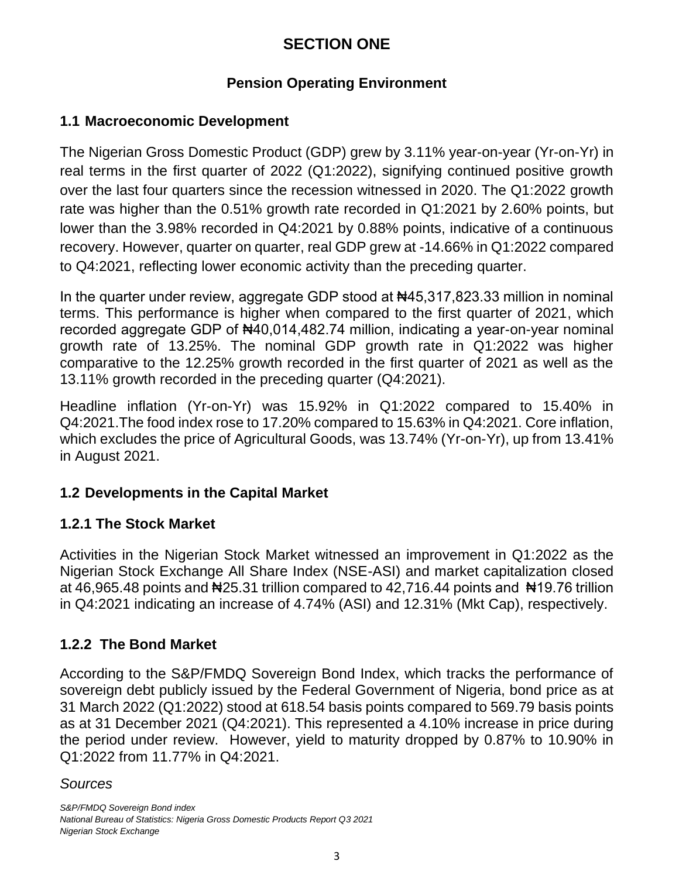# SECTION ONE

## Pension Operating Environment

### 1.1 Macroeconomic Development

The Nigerian Gross Domestic Product (GDP) grew by 3.11% year-on-year (Yr-on-Yr) in real terms in the first quarter of 2022 (Q1:2022), signifying continued positive growth over the last four quarters since the recession witnessed in 2020. The Q1:2022 growth rate was higher than the 0.51% growth rate recorded in Q1:2021 by 2.60% points, but lower than the 3.98% recorded in Q4:2021 by 0.88% points, indicative of a continuous recovery. However, quarter on quarter, real GDP grew at -14.66% in Q1:2022 compared to Q4:2021, reflecting lower economic activity than the preceding quarter.

In the quarter under review, aggregate GDP stood at ₦45,317,823.33 million in nominal terms. This performance is higher when compared to the first quarter of 2021, which recorded aggregate GDP of ₦40,014,482.74 million, indicating a year-on-year nominal growth rate of 13.25%. The nominal GDP growth rate in Q1:2022 was higher comparative to the 12.25% growth recorded in the first quarter of 2021 as well as the 13.11% growth recorded in the preceding quarter (Q4:2021).

Headline inflation (Yr-on-Yr) was 15.92% in Q1:2022 compared to 15.40% in Q4:2021.The food index rose to 17.20% compared to 15.63% in Q4:2021. Core inflation, which excludes the price of Agricultural Goods, was 13.74% (Yr-on-Yr), up from 13.41% in August 2021.

### 1.2 Developments in the Capital Market

#### 1.2.1 The Stock Market

Activities in the Nigerian Stock Market witnessed an improvement in Q1:2022 as the Nigerian Stock Exchange All Share Index (NSE-ASI) and market capitalization closed at 46,965.48 points and ₦25.31 trillion compared to 42,716.44 points and ₦19.76 trillion in Q4:2021 indicating an increase of 4.74% (ASI) and 12.31% (Mkt Cap), respectively.

#### 1.2.2 The Bond Market

According to the S&P/FMDQ Sovereign Bond Index, which tracks the performance of sovereign debt publicly issued by the Federal Government of Nigeria, bond price as at 31 March 2022 (Q1:2022) stood at 618.54 basis points compared to 569.79 basis points as at 31 December 2021 (Q4:2021). This represented a 4.10% increase in price during the period under review. However, yield to maturity dropped by 0.87% to 10.90% in Q1:2022 from 11.77% in Q4:2021.

*Sources*

*S&P/FMDQ Sovereign Bond index*
*National Bureau of Statistics: Nigeria Gross Domestic Products Report Q3 2021*
*Nigerian Stock Exchange*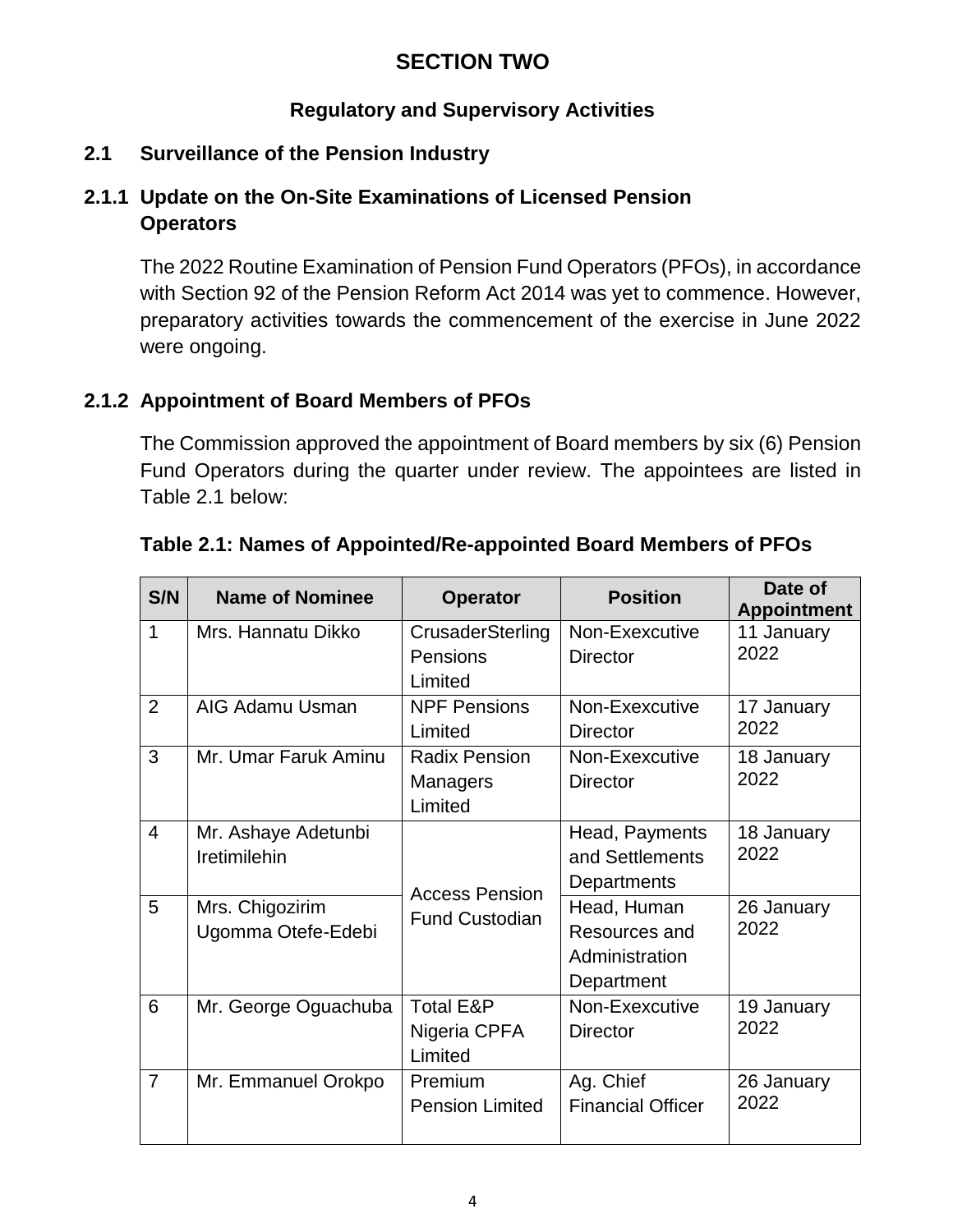# SECTION TWO

## Regulatory and Supervisory Activities

### 2.1 Surveillance of the Pension Industry

#### 2.1.1 Update on the On-Site Examinations of Licensed Pension Operators

The 2022 Routine Examination of Pension Fund Operators (PFOs), in accordance with Section 92 of the Pension Reform Act 2014 was yet to commence. However, preparatory activities towards the commencement of the exercise in June 2022 were ongoing.

#### 2.1.2 Appointment of Board Members of PFOs

The Commission approved the appointment of Board members by six (6) Pension Fund Operators during the quarter under review. The appointees are listed in Table 2.1 below:

**Table 2.1: Names of Appointed/Re-appointed Board Members of PFOs**

| S/N | Name of Nominee | Operator | Position | Date of Appointment |
|---|---|---|---|---|
| 1 | Mrs. Hannatu Dikko | CrusaderSterling Pensions Limited | Non-Exexcutive Director | 11 January 2022 |
| 2 | AIG Adamu Usman | NPF Pensions Limited | Non-Exexcutive Director | 17 January 2022 |
| 3 | Mr. Umar Faruk Aminu | Radix Pension Managers Limited | Non-Exexcutive Director | 18 January 2022 |
| 4 | Mr. Ashaye Adetunbi Iretimilehin | Access Pension Fund Custodian | Head, Payments and Settlements Departments | 18 January 2022 |
| 5 | Mrs. Chigozirim Ugomma Otefe-Edebi | | Head, Human Resources and Administration Department | 26 January 2022 |
| 6 | Mr. George Oguachuba | Total E&P Nigeria CPFA Limited | Non-Exexcutive Director | 19 January 2022 |
| 7 | Mr. Emmanuel Orokpo | Premium Pension Limited | Ag. Chief Financial Officer | 26 January 2022 |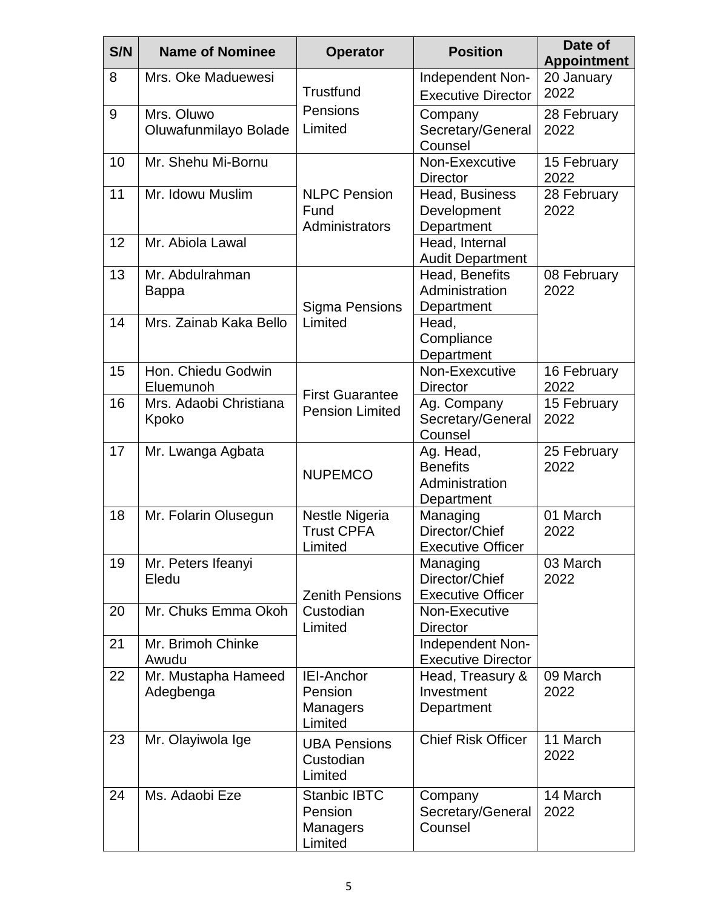| S/N | Name of Nominee | Operator | Position | Date of Appointment |
|---|---|---|---|---|
| 8 | Mrs. Oke Maduewesi | Trustfund Pensions Limited | Independent Non-Executive Director | 20 January 2022 |
| 9 | Mrs. Oluwo Oluwafunmilayo Bolade | | Company Secretary/General Counsel | 28 February 2022 |
| 10 | Mr. Shehu Mi-Bornu | NLPC Pension Fund Administrators | Non-Exexcutive Director | 15 February 2022 |
| 11 | Mr. Idowu Muslim | | Head, Business Development Department | 28 February 2022 |
| 12 | Mr. Abiola Lawal | | Head, Internal Audit Department | |
| 13 | Mr. Abdulrahman Bappa | Sigma Pensions Limited | Head, Benefits Administration Department | 08 February 2022 |
| 14 | Mrs. Zainab Kaka Bello | | Head, Compliance Department | |
| 15 | Hon. Chiedu Godwin Eluemunoh | First Guarantee Pension Limited | Non-Exexcutive Director | 16 February 2022 |
| 16 | Mrs. Adaobi Christiana Kpoko | | Ag. Company Secretary/General Counsel | 15 February 2022 |
| 17 | Mr. Lwanga Agbata | NUPEMCO | Ag. Head, Benefits Administration Department | 25 February 2022 |
| 18 | Mr. Folarin Olusegun | Nestle Nigeria Trust CPFA Limited | Managing Director/Chief Executive Officer | 01 March 2022 |
| 19 | Mr. Peters Ifeanyi Eledu | Zenith Pensions Custodian Limited | Managing Director/Chief Executive Officer | 03 March 2022 |
| 20 | Mr. Chuks Emma Okoh | | Non-Executive Director | |
| 21 | Mr. Brimoh Chinke Awudu | | Independent Non-Executive Director | |
| 22 | Mr. Mustapha Hameed Adegbenga | IEI-Anchor Pension Managers Limited | Head, Treasury & Investment Department | 09 March 2022 |
| 23 | Mr. Olayiwola Ige | UBA Pensions Custodian Limited | Chief Risk Officer | 11 March 2022 |
| 24 | Ms. Adaobi Eze | Stanbic IBTC Pension Managers Limited | Company Secretary/General Counsel | 14 March 2022 |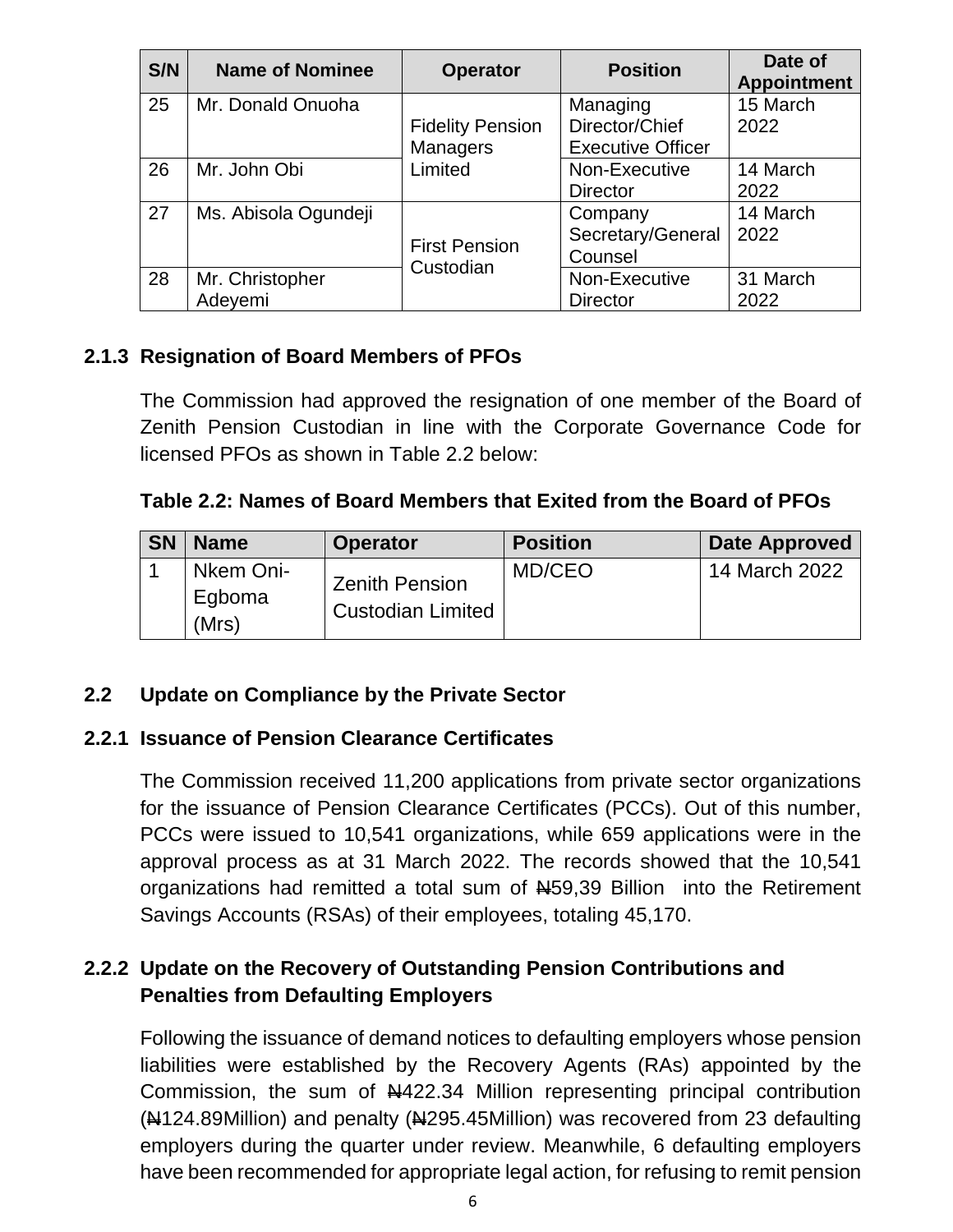| S/N | Name of Nominee | Operator | Position | Date of Appointment |
|---|---|---|---|---|
| 25 | Mr. Donald Onuoha | Fidelity Pension Managers Limited | Managing Director/Chief Executive Officer | 15 March 2022 |
| 26 | Mr. John Obi | | Non-Executive Director | 14 March 2022 |
| 27 | Ms. Abisola Ogundeji | First Pension Custodian | Company Secretary/General Counsel | 14 March 2022 |
| 28 | Mr. Christopher Adeyemi | | Non-Executive Director | 31 March 2022 |

### 2.1.3 Resignation of Board Members of PFOs

The Commission had approved the resignation of one member of the Board of Zenith Pension Custodian in line with the Corporate Governance Code for licensed PFOs as shown in Table 2.2 below:

**Table 2.2: Names of Board Members that Exited from the Board of PFOs**

| SN | Name | Operator | Position | Date Approved |
|---|---|---|---|---|
| 1 | Nkem Oni-Egboma (Mrs) | Zenith Pension Custodian Limited | MD/CEO | 14 March 2022 |

## 2.2 Update on Compliance by the Private Sector

### 2.2.1 Issuance of Pension Clearance Certificates

The Commission received 11,200 applications from private sector organizations for the issuance of Pension Clearance Certificates (PCCs). Out of this number, PCCs were issued to 10,541 organizations, while 659 applications were in the approval process as at 31 March 2022. The records showed that the 10,541 organizations had remitted a total sum of ₦59,39 Billion into the Retirement Savings Accounts (RSAs) of their employees, totaling 45,170.

### 2.2.2 Update on the Recovery of Outstanding Pension Contributions and Penalties from Defaulting Employers

Following the issuance of demand notices to defaulting employers whose pension liabilities were established by the Recovery Agents (RAs) appointed by the Commission, the sum of ₦422.34 Million representing principal contribution (₦124.89Million) and penalty (₦295.45Million) was recovered from 23 defaulting employers during the quarter under review. Meanwhile, 6 defaulting employers have been recommended for appropriate legal action, for refusing to remit pension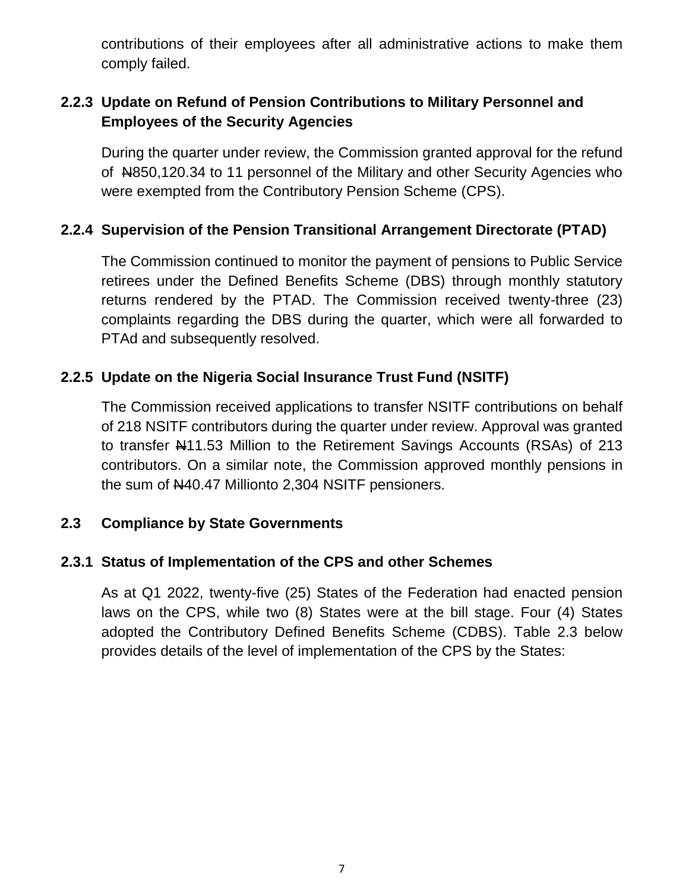contributions of their employees after all administrative actions to make them comply failed.

### 2.2.3 Update on Refund of Pension Contributions to Military Personnel and Employees of the Security Agencies

During the quarter under review, the Commission granted approval for the refund of ₦850,120.34 to 11 personnel of the Military and other Security Agencies who were exempted from the Contributory Pension Scheme (CPS).

### 2.2.4 Supervision of the Pension Transitional Arrangement Directorate (PTAD)

The Commission continued to monitor the payment of pensions to Public Service retirees under the Defined Benefits Scheme (DBS) through monthly statutory returns rendered by the PTAD. The Commission received twenty-three (23) complaints regarding the DBS during the quarter, which were all forwarded to PTAd and subsequently resolved.

### 2.2.5 Update on the Nigeria Social Insurance Trust Fund (NSITF)

The Commission received applications to transfer NSITF contributions on behalf of 218 NSITF contributors during the quarter under review. Approval was granted to transfer ₦11.53 Million to the Retirement Savings Accounts (RSAs) of 213 contributors. On a similar note, the Commission approved monthly pensions in the sum of ₦40.47 Millionto 2,304 NSITF pensioners.

## 2.3 Compliance by State Governments

### 2.3.1 Status of Implementation of the CPS and other Schemes

As at Q1 2022, twenty-five (25) States of the Federation had enacted pension laws on the CPS, while two (8) States were at the bill stage. Four (4) States adopted the Contributory Defined Benefits Scheme (CDBS). Table 2.3 below provides details of the level of implementation of the CPS by the States: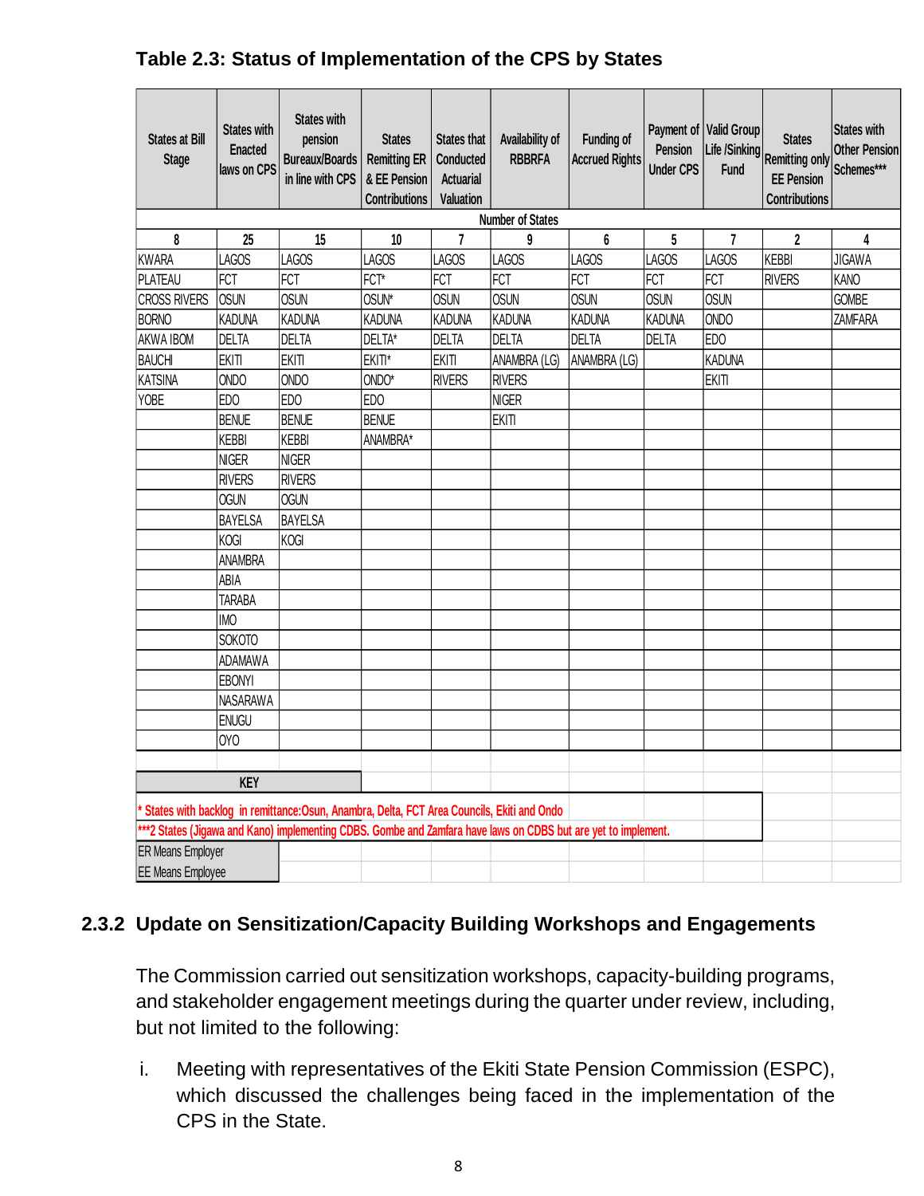## Table 2.3: Status of Implementation of the CPS by States

| States at Bill Stage | States with Enacted laws on CPS | States with pension Bureaux/Boards in line with CPS | States Remitting ER & EE Pension Contributions | States that Conducted Actuarial Valuation | Availability of RBBRFA | Funding of Accrued Rights | Payment of Pension Under CPS | Valid Group Life /Sinking Fund | States Remitting only EE Pension Contributions | States with Other Pension Schemes*** |
|---|---|---|---|---|---|---|---|---|---|---|
| Number of States | | | | | | | | | | |
| 8 | 25 | 15 | 10 | 7 | 9 | 6 | 5 | 7 | 2 | 4 |
| KWARA | LAGOS | LAGOS | LAGOS | LAGOS | LAGOS | LAGOS | LAGOS | LAGOS | KEBBI | JIGAWA |
| PLATEAU | FCT | FCT | FCT* | FCT | FCT | FCT | FCT | FCT | RIVERS | KANO |
| CROSS RIVERS | OSUN | OSUN | OSUN* | OSUN | OSUN | OSUN | OSUN | OSUN | | GOMBE |
| BORNO | KADUNA | KADUNA | KADUNA | KADUNA | KADUNA | KADUNA | KADUNA | ONDO | | ZAMFARA |
| AKWA IBOM | DELTA | DELTA | DELTA* | DELTA | DELTA | DELTA | DELTA | EDO | | |
| BAUCHI | EKITI | EKITI | EKITI* | EKITI | ANAMBRA (LG) | ANAMBRA (LG) | | KADUNA | | |
| KATSINA | ONDO | ONDO | ONDO* | RIVERS | RIVERS | | | EKITI | | |
| YOBE | EDO | EDO | EDO | | NIGER | | | | | |
| | BENUE | BENUE | BENUE | | EKITI | | | | | |
| | KEBBI | KEBBI | ANAMBRA* | | | | | | | |
| | NIGER | NIGER | | | | | | | | |
| | RIVERS | RIVERS | | | | | | | | |
| | OGUN | OGUN | | | | | | | | |
| | BAYELSA | BAYELSA | | | | | | | | |
| | KOGI | KOGI | | | | | | | | |
| | ANAMBRA | | | | | | | | | |
| | ABIA | | | | | | | | | |
| | TARABA | | | | | | | | | |
| | IMO | | | | | | | | | |
| | SOKOTO | | | | | | | | | |
| | ADAMAWA | | | | | | | | | |
| | EBONYI | | | | | | | | | |
| | NASARAWA | | | | | | | | | |
| | ENUGU | | | | | | | | | |
| | OYO | | | | | | | | | |

**KEY**

* States with backlog in remittance:Osun, Anambra, Delta, FCT Area Councils, Ekiti and Ondo

***2 States (Jigawa and Kano) implementing CDBS. Gombe and Zamfara have laws on CDBS but are yet to implement.

ER Means Employer

EE Means Employee

### 2.3.2 Update on Sensitization/Capacity Building Workshops and Engagements

The Commission carried out sensitization workshops, capacity-building programs, and stakeholder engagement meetings during the quarter under review, including, but not limited to the following:

i. Meeting with representatives of the Ekiti State Pension Commission (ESPC), which discussed the challenges being faced in the implementation of the CPS in the State.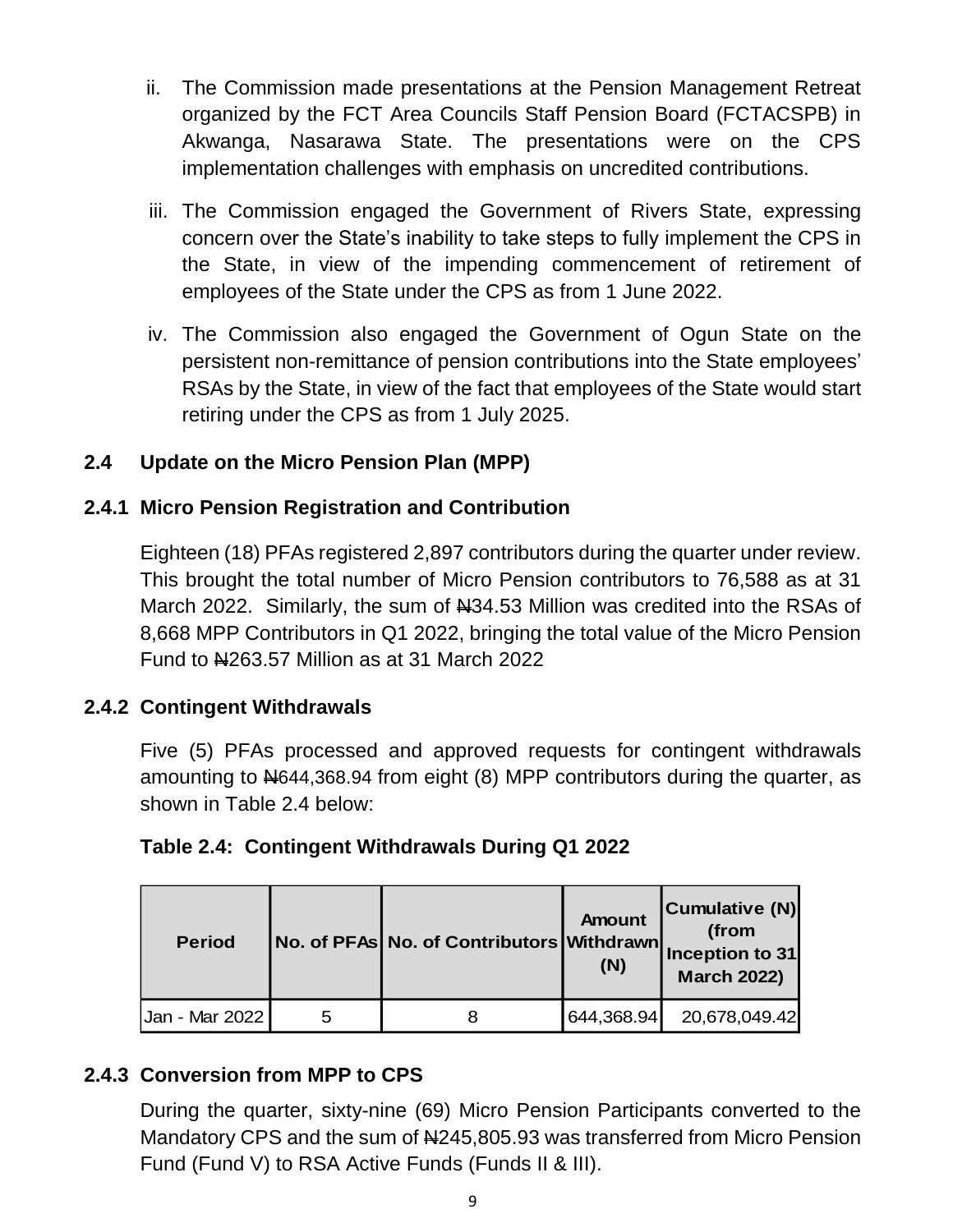ii. The Commission made presentations at the Pension Management Retreat organized by the FCT Area Councils Staff Pension Board (FCTACSPB) in Akwanga, Nasarawa State. The presentations were on the CPS implementation challenges with emphasis on uncredited contributions.

iii. The Commission engaged the Government of Rivers State, expressing concern over the State's inability to take steps to fully implement the CPS in the State, in view of the impending commencement of retirement of employees of the State under the CPS as from 1 June 2022.

iv. The Commission also engaged the Government of Ogun State on the persistent non-remittance of pension contributions into the State employees' RSAs by the State, in view of the fact that employees of the State would start retiring under the CPS as from 1 July 2025.

## 2.4 Update on the Micro Pension Plan (MPP)

### 2.4.1 Micro Pension Registration and Contribution

Eighteen (18) PFAs registered 2,897 contributors during the quarter under review. This brought the total number of Micro Pension contributors to 76,588 as at 31 March 2022. Similarly, the sum of ₦34.53 Million was credited into the RSAs of 8,668 MPP Contributors in Q1 2022, bringing the total value of the Micro Pension Fund to ₦263.57 Million as at 31 March 2022

### 2.4.2 Contingent Withdrawals

Five (5) PFAs processed and approved requests for contingent withdrawals amounting to ₦644,368.94 from eight (8) MPP contributors during the quarter, as shown in Table 2.4 below:

**Table 2.4: Contingent Withdrawals During Q1 2022**

| Period | No. of PFAs | No. of Contributors | Amount Withdrawn (N) | Cumulative (N) (from Inception to 31 March 2022) |
|---|---|---|---|---|
| Jan - Mar 2022 | 5 | 8 | 644,368.94 | 20,678,049.42 |

### 2.4.3 Conversion from MPP to CPS

During the quarter, sixty-nine (69) Micro Pension Participants converted to the Mandatory CPS and the sum of ₦245,805.93 was transferred from Micro Pension Fund (Fund V) to RSA Active Funds (Funds II & III).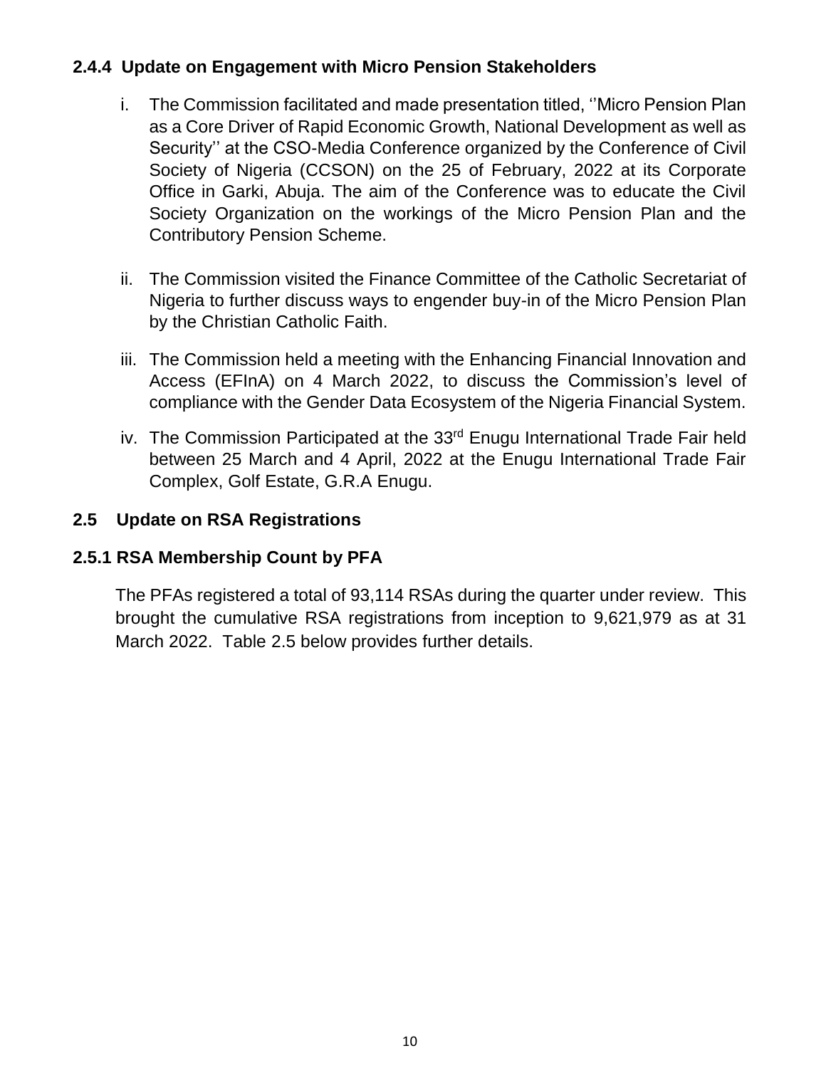### 2.4.4 Update on Engagement with Micro Pension Stakeholders

i. The Commission facilitated and made presentation titled, ''Micro Pension Plan as a Core Driver of Rapid Economic Growth, National Development as well as Security'' at the CSO-Media Conference organized by the Conference of Civil Society of Nigeria (CCSON) on the 25 of February, 2022 at its Corporate Office in Garki, Abuja. The aim of the Conference was to educate the Civil Society Organization on the workings of the Micro Pension Plan and the Contributory Pension Scheme.

ii. The Commission visited the Finance Committee of the Catholic Secretariat of Nigeria to further discuss ways to engender buy-in of the Micro Pension Plan by the Christian Catholic Faith.

iii. The Commission held a meeting with the Enhancing Financial Innovation and Access (EFInA) on 4 March 2022, to discuss the Commission's level of compliance with the Gender Data Ecosystem of the Nigeria Financial System.

iv. The Commission Participated at the 33rd Enugu International Trade Fair held between 25 March and 4 April, 2022 at the Enugu International Trade Fair Complex, Golf Estate, G.R.A Enugu.

## 2.5 Update on RSA Registrations

### 2.5.1 RSA Membership Count by PFA

The PFAs registered a total of 93,114 RSAs during the quarter under review. This brought the cumulative RSA registrations from inception to 9,621,979 as at 31 March 2022. Table 2.5 below provides further details.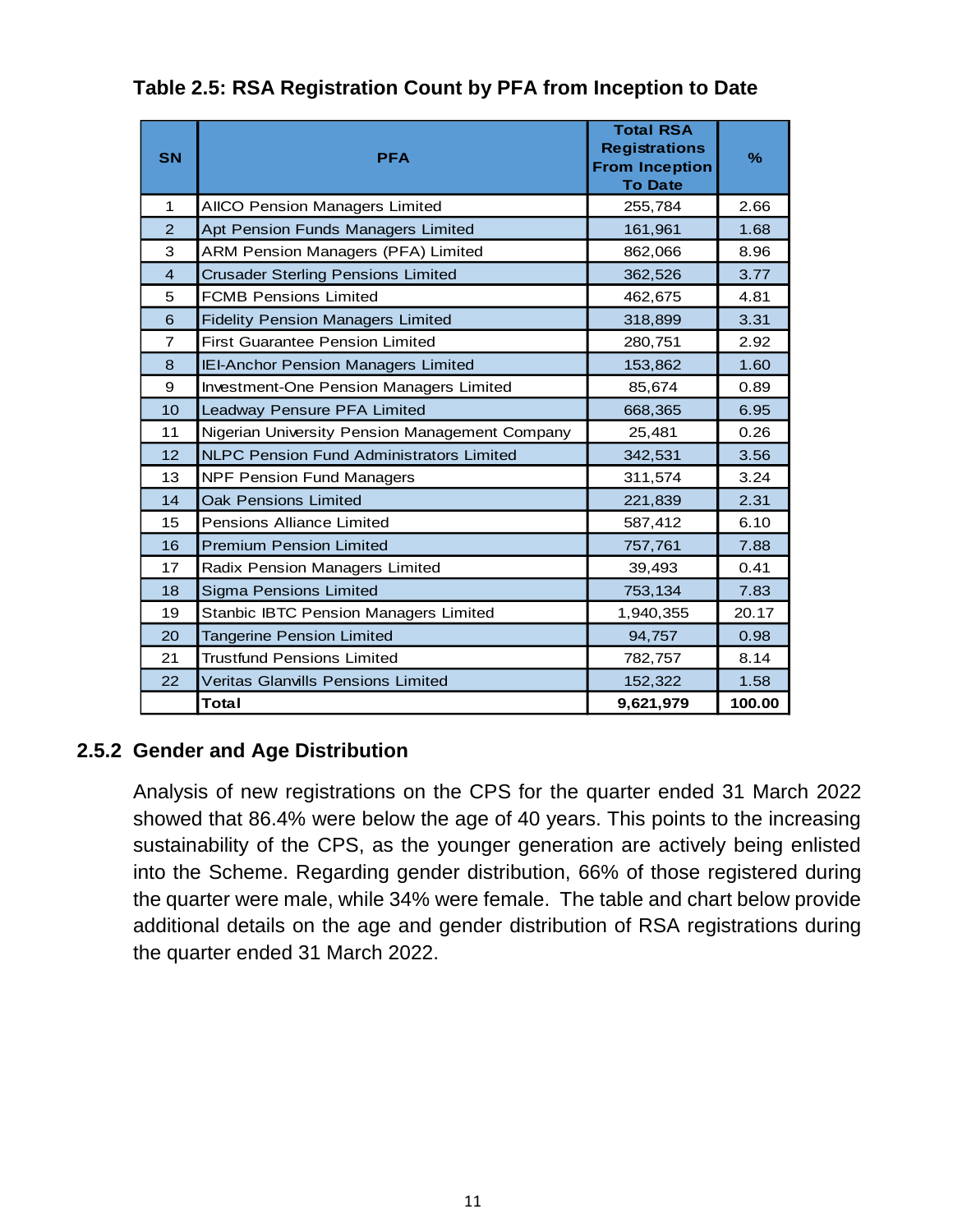### Table 2.5: RSA Registration Count by PFA from Inception to Date

| SN | PFA | Total RSA Registrations From Inception To Date | % |
|---|---|---|---|
| 1 | AIICO Pension Managers Limited | 255,784 | 2.66 |
| 2 | Apt Pension Funds Managers Limited | 161,961 | 1.68 |
| 3 | ARM Pension Managers (PFA) Limited | 862,066 | 8.96 |
| 4 | Crusader Sterling Pensions Limited | 362,526 | 3.77 |
| 5 | FCMB Pensions Limited | 462,675 | 4.81 |
| 6 | Fidelity Pension Managers Limited | 318,899 | 3.31 |
| 7 | First Guarantee Pension Limited | 280,751 | 2.92 |
| 8 | IEI-Anchor Pension Managers Limited | 153,862 | 1.60 |
| 9 | Investment-One Pension Managers Limited | 85,674 | 0.89 |
| 10 | Leadway Pensure PFA Limited | 668,365 | 6.95 |
| 11 | Nigerian University Pension Management Company | 25,481 | 0.26 |
| 12 | NLPC Pension Fund Administrators Limited | 342,531 | 3.56 |
| 13 | NPF Pension Fund Managers | 311,574 | 3.24 |
| 14 | Oak Pensions Limited | 221,839 | 2.31 |
| 15 | Pensions Alliance Limited | 587,412 | 6.10 |
| 16 | Premium Pension Limited | 757,761 | 7.88 |
| 17 | Radix Pension Managers Limited | 39,493 | 0.41 |
| 18 | Sigma Pensions Limited | 753,134 | 7.83 |
| 19 | Stanbic IBTC Pension Managers Limited | 1,940,355 | 20.17 |
| 20 | Tangerine Pension Limited | 94,757 | 0.98 |
| 21 | Trustfund Pensions Limited | 782,757 | 8.14 |
| 22 | Veritas Glanvills Pensions Limited | 152,322 | 1.58 |
| | **Total** | **9,621,979** | **100.00** |

### 2.5.2 Gender and Age Distribution

Analysis of new registrations on the CPS for the quarter ended 31 March 2022 showed that 86.4% were below the age of 40 years. This points to the increasing sustainability of the CPS, as the younger generation are actively being enlisted into the Scheme. Regarding gender distribution, 66% of those registered during the quarter were male, while 34% were female. The table and chart below provide additional details on the age and gender distribution of RSA registrations during the quarter ended 31 March 2022.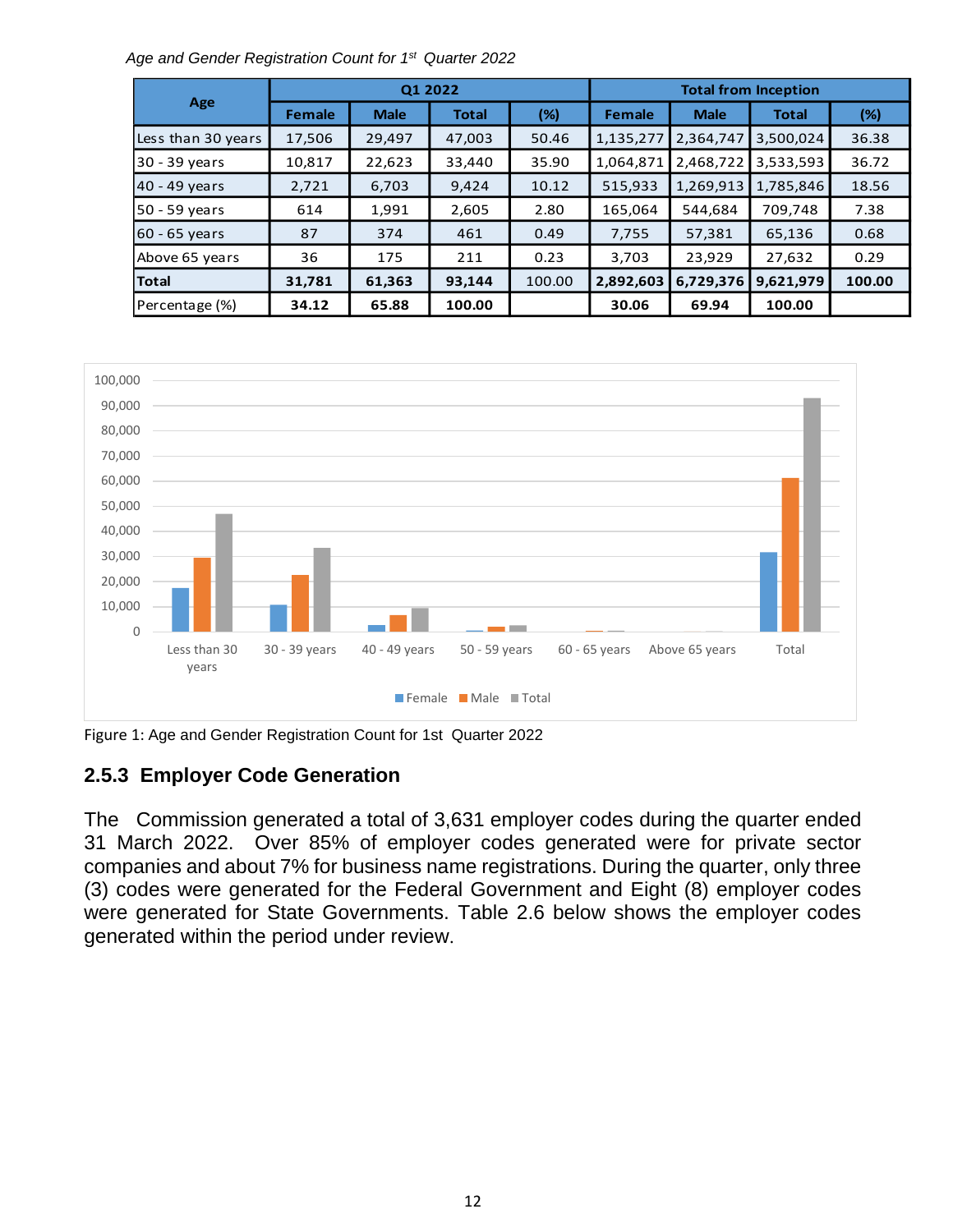*Age and Gender Registration Count for 1st Quarter 2022*

| Age | Q1 2022 | | | | Total from Inception | | | |
|---|---|---|---|---|---|---|---|---|
| | Female | Male | Total | (%) | Female | Male | Total | (%) |
| Less than 30 years | 17,506 | 29,497 | 47,003 | 50.46 | 1,135,277 | 2,364,747 | 3,500,024 | 36.38 |
| 30 - 39 years | 10,817 | 22,623 | 33,440 | 35.90 | 1,064,871 | 2,468,722 | 3,533,593 | 36.72 |
| 40 - 49 years | 2,721 | 6,703 | 9,424 | 10.12 | 515,933 | 1,269,913 | 1,785,846 | 18.56 |
| 50 - 59 years | 614 | 1,991 | 2,605 | 2.80 | 165,064 | 544,684 | 709,748 | 7.38 |
| 60 - 65 years | 87 | 374 | 461 | 0.49 | 7,755 | 57,381 | 65,136 | 0.68 |
| Above 65 years | 36 | 175 | 211 | 0.23 | 3,703 | 23,929 | 27,632 | 0.29 |
| **Total** | **31,781** | **61,363** | **93,144** | 100.00 | **2,892,603** | **6,729,376** | **9,621,979** | **100.00** |
| Percentage (%) | **34.12** | **65.88** | **100.00** | | **30.06** | **69.94** | **100.00** | |

Figure 1: Age and Gender Registration Count for 1st Quarter 2022

### 2.5.3 Employer Code Generation

The Commission generated a total of 3,631 employer codes during the quarter ended 31 March 2022. Over 85% of employer codes generated were for private sector companies and about 7% for business name registrations. During the quarter, only three (3) codes were generated for the Federal Government and Eight (8) employer codes were generated for State Governments. Table 2.6 below shows the employer codes generated within the period under review.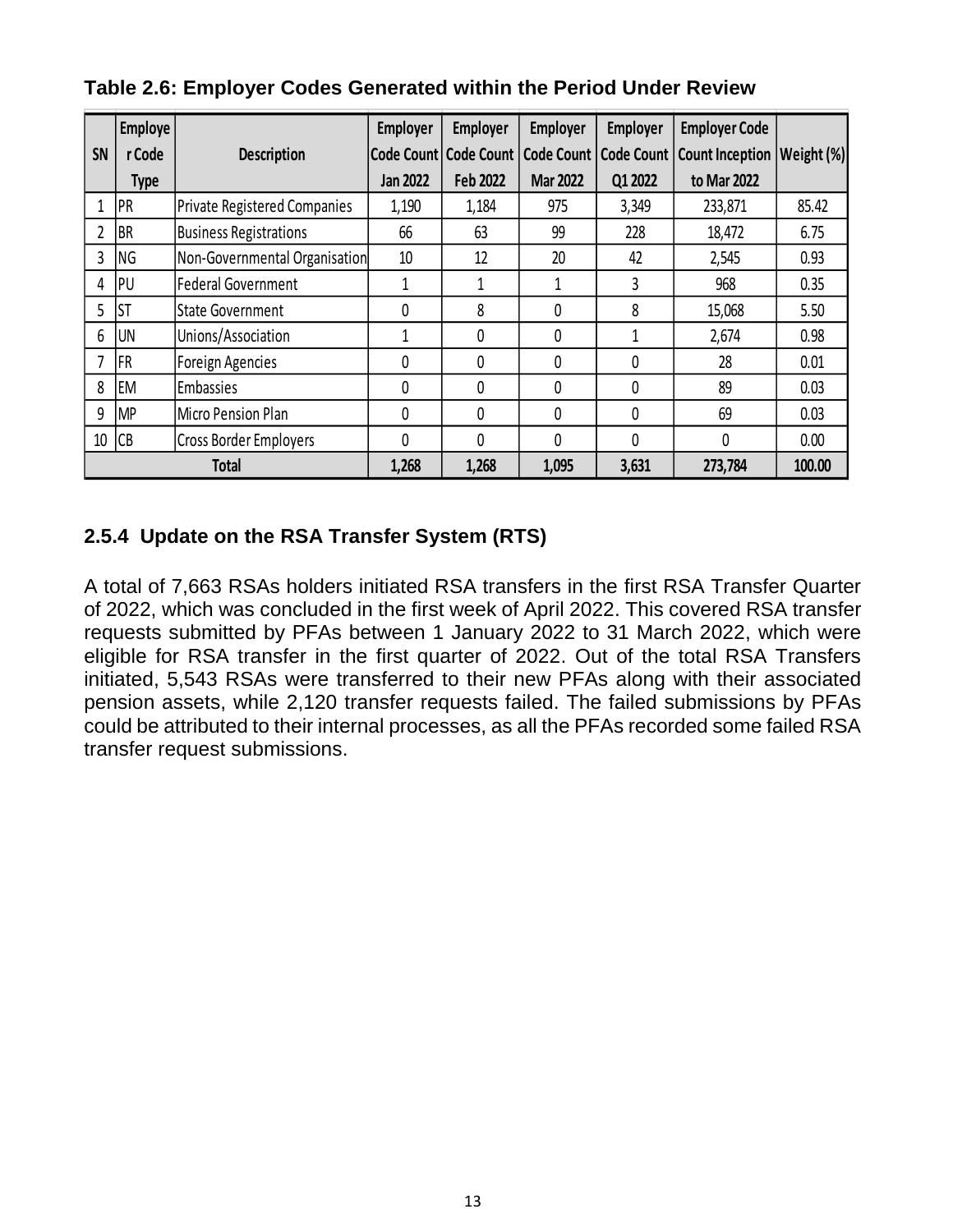**Table 2.6: Employer Codes Generated within the Period Under Review**

| SN | Employer Code Type | Description | Employer Code Count Jan 2022 | Employer Code Count Feb 2022 | Employer Code Count Mar 2022 | Employer Code Count Q1 2022 | Employer Code Count Inception to Mar 2022 | Weight (%) |
|---|---|---|---|---|---|---|---|---|
| 1 | PR | Private Registered Companies | 1,190 | 1,184 | 975 | 3,349 | 233,871 | 85.42 |
| 2 | BR | Business Registrations | 66 | 63 | 99 | 228 | 18,472 | 6.75 |
| 3 | NG | Non-Governmental Organisation | 10 | 12 | 20 | 42 | 2,545 | 0.93 |
| 4 | PU | Federal Government | 1 | 1 | 1 | 3 | 968 | 0.35 |
| 5 | ST | State Government | 0 | 8 | 0 | 8 | 15,068 | 5.50 |
| 6 | UN | Unions/Association | 1 | 0 | 0 | 1 | 2,674 | 0.98 |
| 7 | FR | Foreign Agencies | 0 | 0 | 0 | 0 | 28 | 0.01 |
| 8 | EM | Embassies | 0 | 0 | 0 | 0 | 89 | 0.03 |
| 9 | MP | Micro Pension Plan | 0 | 0 | 0 | 0 | 69 | 0.03 |
| 10 | CB | Cross Border Employers | 0 | 0 | 0 | 0 | 0 | 0.00 |
| **Total** | | | **1,268** | **1,268** | **1,095** | **3,631** | **273,784** | **100.00** |

### 2.5.4 Update on the RSA Transfer System (RTS)

A total of 7,663 RSAs holders initiated RSA transfers in the first RSA Transfer Quarter of 2022, which was concluded in the first week of April 2022. This covered RSA transfer requests submitted by PFAs between 1 January 2022 to 31 March 2022, which were eligible for RSA transfer in the first quarter of 2022. Out of the total RSA Transfers initiated, 5,543 RSAs were transferred to their new PFAs along with their associated pension assets, while 2,120 transfer requests failed. The failed submissions by PFAs could be attributed to their internal processes, as all the PFAs recorded some failed RSA transfer request submissions.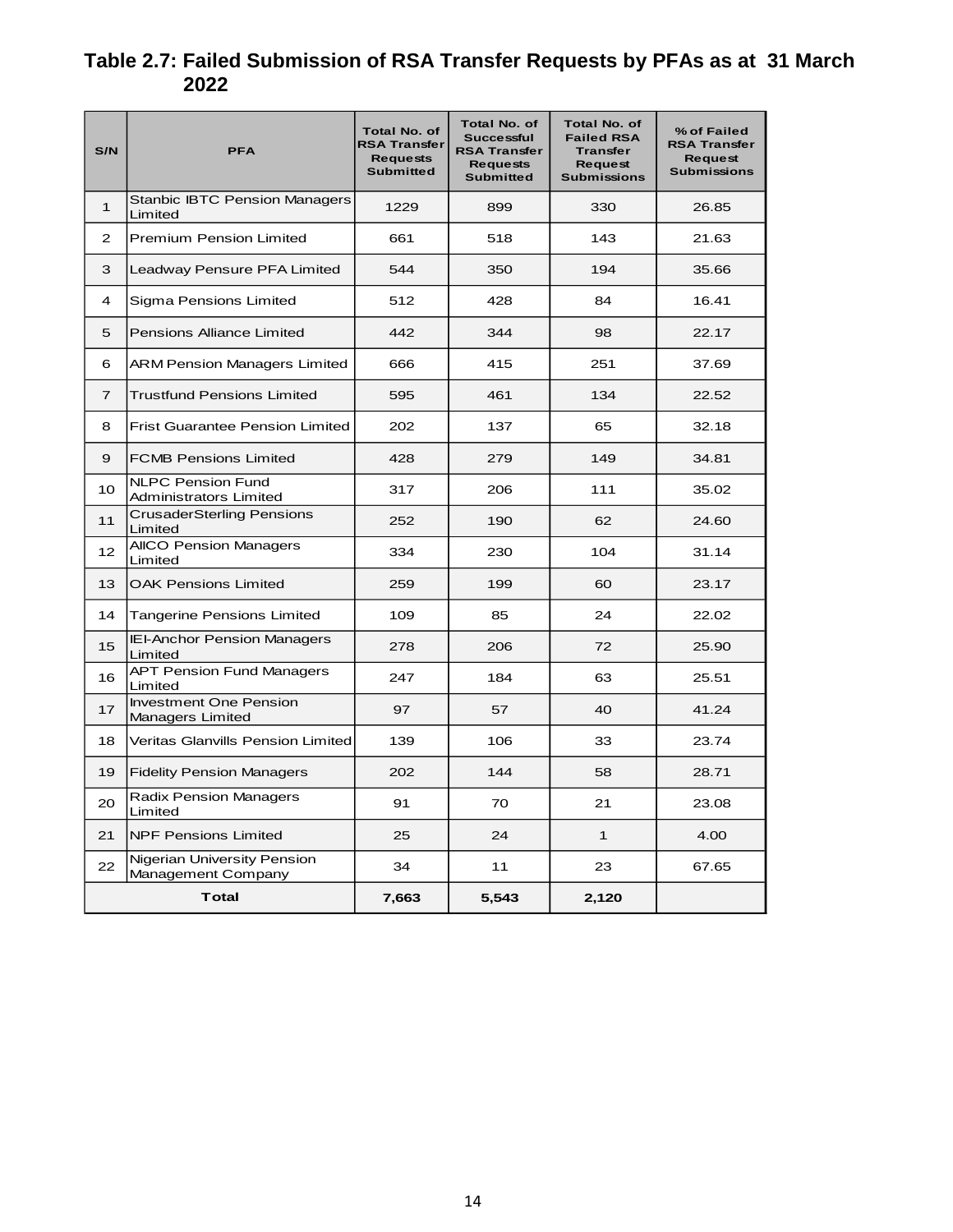**Table 2.7: Failed Submission of RSA Transfer Requests by PFAs as at 31 March 2022**

| S/N | PFA | Total No. of RSA Transfer Requests Submitted | Total No. of Successful RSA Transfer Requests Submitted | Total No. of Failed RSA Transfer Request Submissions | % of Failed RSA Transfer Request Submissions |
|---|---|---|---|---|---|
| 1 | Stanbic IBTC Pension Managers Limited | 1229 | 899 | 330 | 26.85 |
| 2 | Premium Pension Limited | 661 | 518 | 143 | 21.63 |
| 3 | Leadway Pensure PFA Limited | 544 | 350 | 194 | 35.66 |
| 4 | Sigma Pensions Limited | 512 | 428 | 84 | 16.41 |
| 5 | Pensions Alliance Limited | 442 | 344 | 98 | 22.17 |
| 6 | ARM Pension Managers Limited | 666 | 415 | 251 | 37.69 |
| 7 | Trustfund Pensions Limited | 595 | 461 | 134 | 22.52 |
| 8 | Frist Guarantee Pension Limited | 202 | 137 | 65 | 32.18 |
| 9 | FCMB Pensions Limited | 428 | 279 | 149 | 34.81 |
| 10 | NLPC Pension Fund Administrators Limited | 317 | 206 | 111 | 35.02 |
| 11 | CrusaderSterling Pensions Limited | 252 | 190 | 62 | 24.60 |
| 12 | AIICO Pension Managers Limited | 334 | 230 | 104 | 31.14 |
| 13 | OAK Pensions Limited | 259 | 199 | 60 | 23.17 |
| 14 | Tangerine Pensions Limited | 109 | 85 | 24 | 22.02 |
| 15 | IEI-Anchor Pension Managers Limited | 278 | 206 | 72 | 25.90 |
| 16 | APT Pension Fund Managers Limited | 247 | 184 | 63 | 25.51 |
| 17 | Investment One Pension Managers Limited | 97 | 57 | 40 | 41.24 |
| 18 | Veritas Glanvills Pension Limited | 139 | 106 | 33 | 23.74 |
| 19 | Fidelity Pension Managers | 202 | 144 | 58 | 28.71 |
| 20 | Radix Pension Managers Limited | 91 | 70 | 21 | 23.08 |
| 21 | NPF Pensions Limited | 25 | 24 | 1 | 4.00 |
| 22 | Nigerian University Pension Management Company | 34 | 11 | 23 | 67.65 |
| **Total** | | **7,663** | **5,543** | **2,120** | |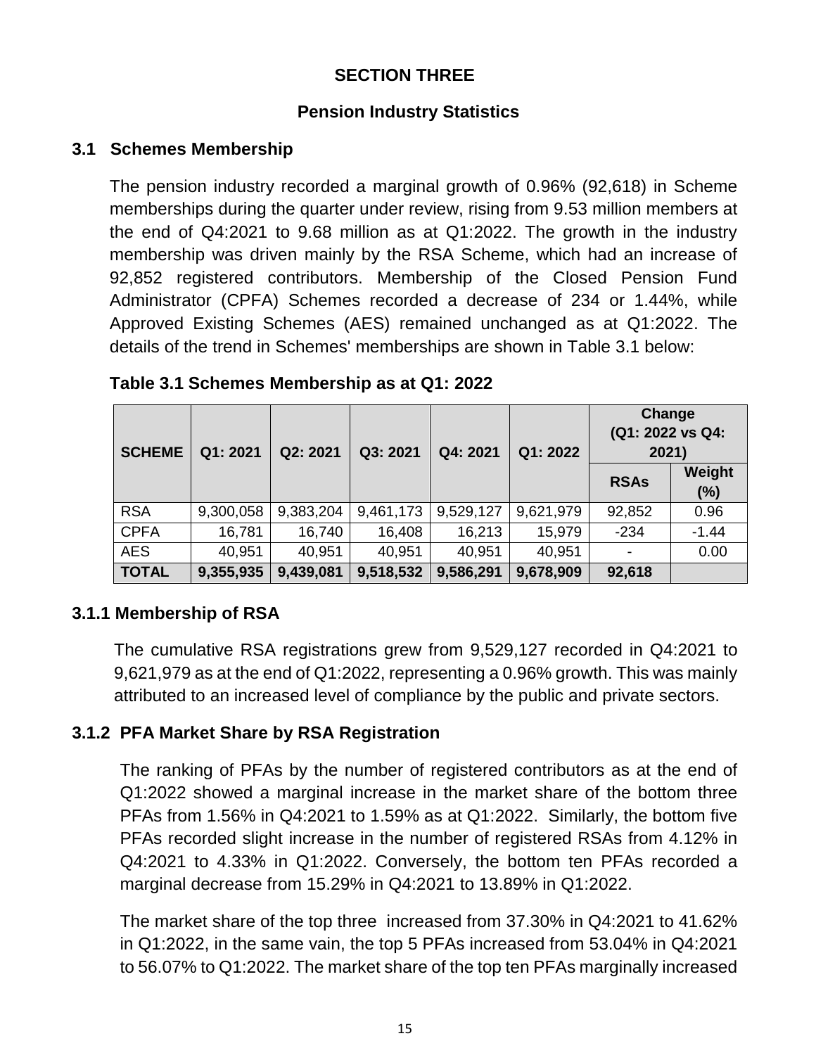# SECTION THREE

## Pension Industry Statistics

### 3.1 Schemes Membership

The pension industry recorded a marginal growth of 0.96% (92,618) in Scheme memberships during the quarter under review, rising from 9.53 million members at the end of Q4:2021 to 9.68 million as at Q1:2022. The growth in the industry membership was driven mainly by the RSA Scheme, which had an increase of 92,852 registered contributors. Membership of the Closed Pension Fund Administrator (CPFA) Schemes recorded a decrease of 234 or 1.44%, while Approved Existing Schemes (AES) remained unchanged as at Q1:2022. The details of the trend in Schemes' memberships are shown in Table 3.1 below:

**Table 3.1 Schemes Membership as at Q1: 2022**

| SCHEME | Q1: 2021 | Q2: 2021 | Q3: 2021 | Q4: 2021 | Q1: 2022 | Change (Q1: 2022 vs Q4: 2021) | |
|---|---|---|---|---|---|---|---|
| | | | | | | RSAs | Weight (%) |
| RSA | 9,300,058 | 9,383,204 | 9,461,173 | 9,529,127 | 9,621,979 | 92,852 | 0.96 |
| CPFA | 16,781 | 16,740 | 16,408 | 16,213 | 15,979 | -234 | -1.44 |
| AES | 40,951 | 40,951 | 40,951 | 40,951 | 40,951 | - | 0.00 |
| **TOTAL** | **9,355,935** | **9,439,081** | **9,518,532** | **9,586,291** | **9,678,909** | **92,618** | |

### 3.1.1 Membership of RSA

The cumulative RSA registrations grew from 9,529,127 recorded in Q4:2021 to 9,621,979 as at the end of Q1:2022, representing a 0.96% growth. This was mainly attributed to an increased level of compliance by the public and private sectors.

### 3.1.2 PFA Market Share by RSA Registration

The ranking of PFAs by the number of registered contributors as at the end of Q1:2022 showed a marginal increase in the market share of the bottom three PFAs from 1.56% in Q4:2021 to 1.59% as at Q1:2022. Similarly, the bottom five PFAs recorded slight increase in the number of registered RSAs from 4.12% in Q4:2021 to 4.33% in Q1:2022. Conversely, the bottom ten PFAs recorded a marginal decrease from 15.29% in Q4:2021 to 13.89% in Q1:2022.

The market share of the top three increased from 37.30% in Q4:2021 to 41.62% in Q1:2022, in the same vain, the top 5 PFAs increased from 53.04% in Q4:2021 to 56.07% to Q1:2022. The market share of the top ten PFAs marginally increased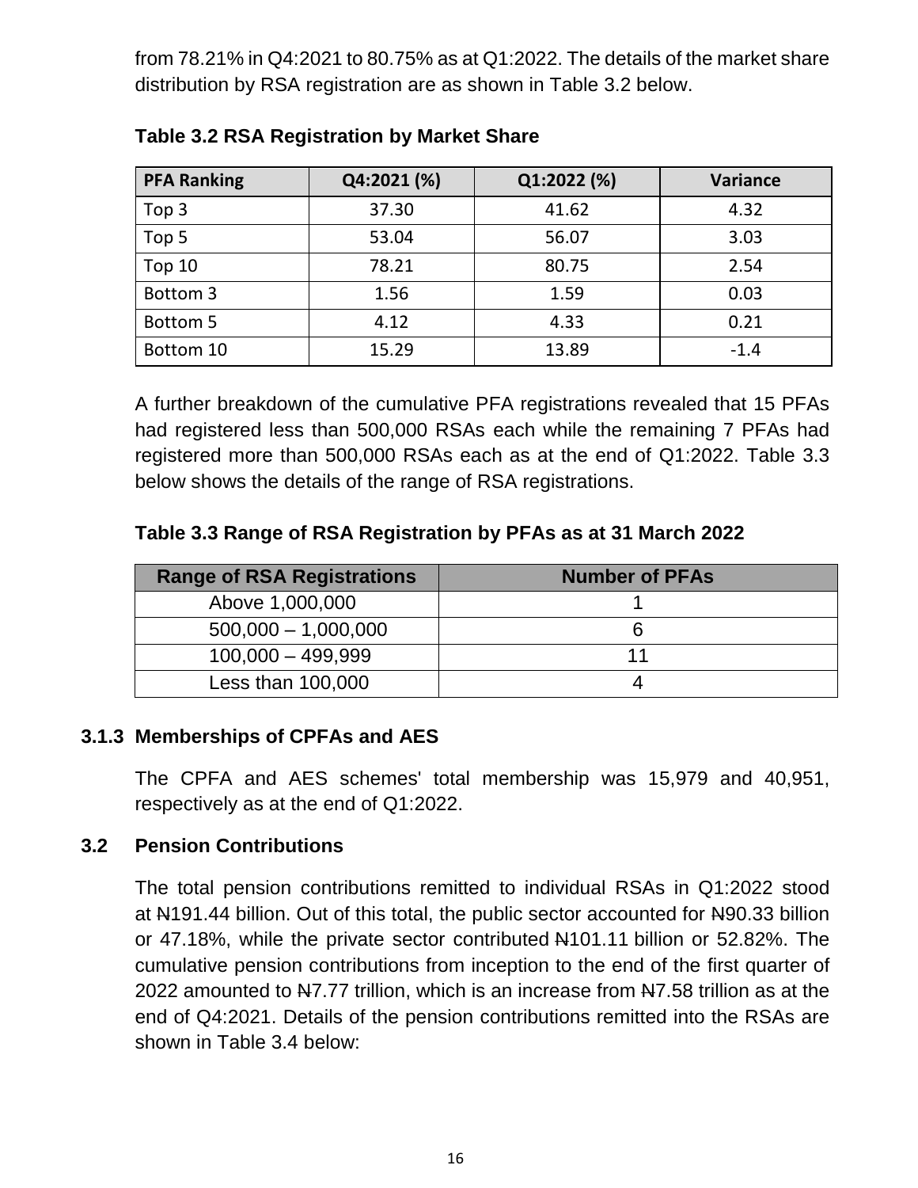from 78.21% in Q4:2021 to 80.75% as at Q1:2022. The details of the market share distribution by RSA registration are as shown in Table 3.2 below.

**Table 3.2 RSA Registration by Market Share**

| PFA Ranking | Q4:2021 (%) | Q1:2022 (%) | Variance |
|---|---|---|---|
| Top 3 | 37.30 | 41.62 | 4.32 |
| Top 5 | 53.04 | 56.07 | 3.03 |
| Top 10 | 78.21 | 80.75 | 2.54 |
| Bottom 3 | 1.56 | 1.59 | 0.03 |
| Bottom 5 | 4.12 | 4.33 | 0.21 |
| Bottom 10 | 15.29 | 13.89 | -1.4 |

A further breakdown of the cumulative PFA registrations revealed that 15 PFAs had registered less than 500,000 RSAs each while the remaining 7 PFAs had registered more than 500,000 RSAs each as at the end of Q1:2022. Table 3.3 below shows the details of the range of RSA registrations.

**Table 3.3 Range of RSA Registration by PFAs as at 31 March 2022**

| Range of RSA Registrations | Number of PFAs |
|---|---|
| Above 1,000,000 | 1 |
| 500,000 – 1,000,000 | 6 |
| 100,000 – 499,999 | 11 |
| Less than 100,000 | 4 |

### 3.1.3 Memberships of CPFAs and AES

The CPFA and AES schemes' total membership was 15,979 and 40,951, respectively as at the end of Q1:2022.

## 3.2 Pension Contributions

The total pension contributions remitted to individual RSAs in Q1:2022 stood at ₦191.44 billion. Out of this total, the public sector accounted for ₦90.33 billion or 47.18%, while the private sector contributed ₦101.11 billion or 52.82%. The cumulative pension contributions from inception to the end of the first quarter of 2022 amounted to ₦7.77 trillion, which is an increase from ₦7.58 trillion as at the end of Q4:2021. Details of the pension contributions remitted into the RSAs are shown in Table 3.4 below: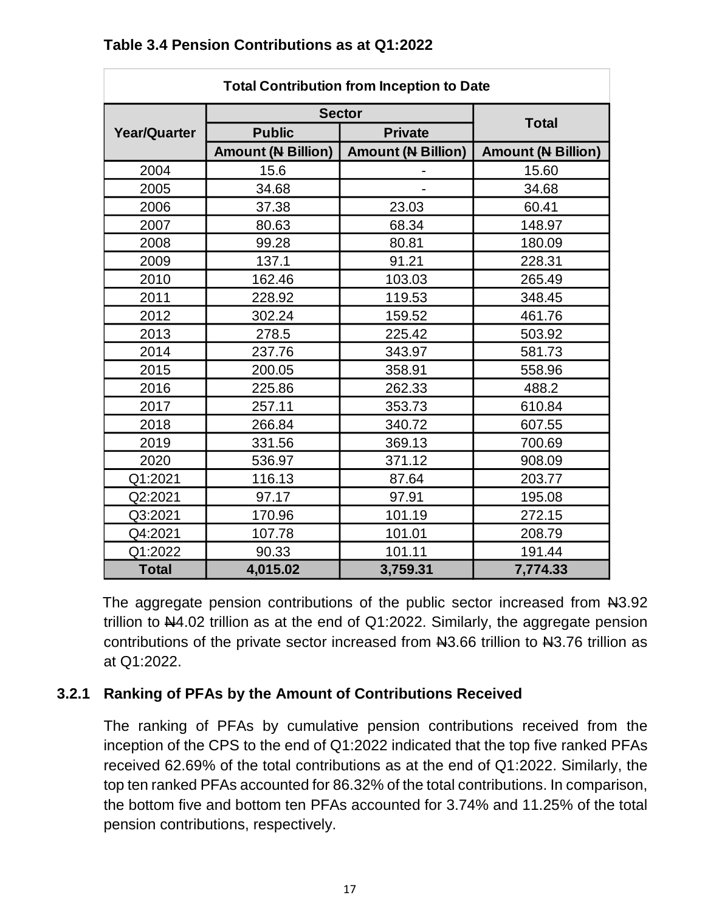**Table 3.4 Pension Contributions as at Q1:2022**

| Total Contribution from Inception to Date | | | |
|---|---|---|---|
| Year/Quarter | Sector | | Total |
| | Public | Private | |
| | Amount (₦ Billion) | Amount (₦ Billion) | Amount (₦ Billion) |
| 2004 | 15.6 | - | 15.60 |
| 2005 | 34.68 | - | 34.68 |
| 2006 | 37.38 | 23.03 | 60.41 |
| 2007 | 80.63 | 68.34 | 148.97 |
| 2008 | 99.28 | 80.81 | 180.09 |
| 2009 | 137.1 | 91.21 | 228.31 |
| 2010 | 162.46 | 103.03 | 265.49 |
| 2011 | 228.92 | 119.53 | 348.45 |
| 2012 | 302.24 | 159.52 | 461.76 |
| 2013 | 278.5 | 225.42 | 503.92 |
| 2014 | 237.76 | 343.97 | 581.73 |
| 2015 | 200.05 | 358.91 | 558.96 |
| 2016 | 225.86 | 262.33 | 488.2 |
| 2017 | 257.11 | 353.73 | 610.84 |
| 2018 | 266.84 | 340.72 | 607.55 |
| 2019 | 331.56 | 369.13 | 700.69 |
| 2020 | 536.97 | 371.12 | 908.09 |
| Q1:2021 | 116.13 | 87.64 | 203.77 |
| Q2:2021 | 97.17 | 97.91 | 195.08 |
| Q3:2021 | 170.96 | 101.19 | 272.15 |
| Q4:2021 | 107.78 | 101.01 | 208.79 |
| Q1:2022 | 90.33 | 101.11 | 191.44 |
| **Total** | **4,015.02** | **3,759.31** | **7,774.33** |

The aggregate pension contributions of the public sector increased from ₦3.92 trillion to ₦4.02 trillion as at the end of Q1:2022. Similarly, the aggregate pension contributions of the private sector increased from ₦3.66 trillion to ₦3.76 trillion as at Q1:2022.

### 3.2.1 Ranking of PFAs by the Amount of Contributions Received

The ranking of PFAs by cumulative pension contributions received from the inception of the CPS to the end of Q1:2022 indicated that the top five ranked PFAs received 62.69% of the total contributions as at the end of Q1:2022. Similarly, the top ten ranked PFAs accounted for 86.32% of the total contributions. In comparison, the bottom five and bottom ten PFAs accounted for 3.74% and 11.25% of the total pension contributions, respectively.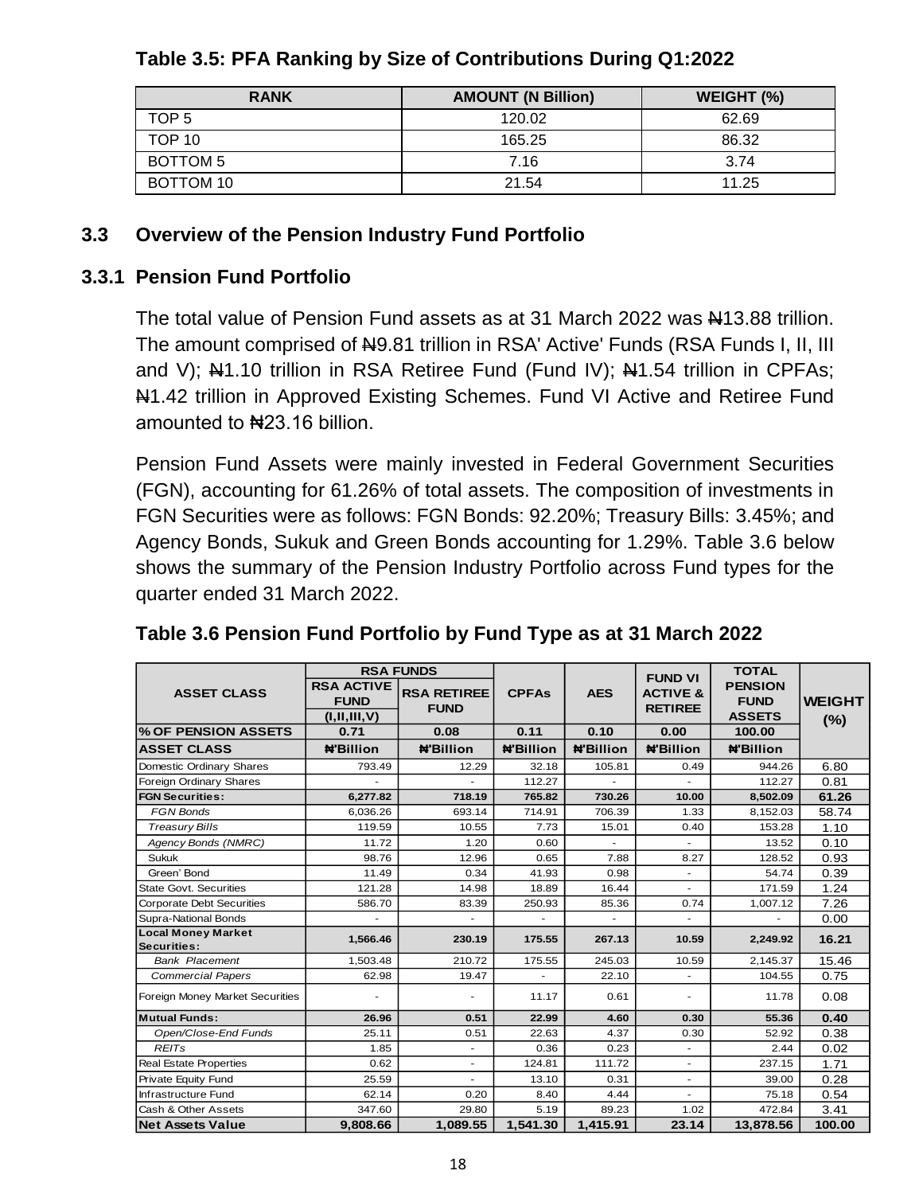**Table 3.5: PFA Ranking by Size of Contributions During Q1:2022**

| RANK | AMOUNT (N Billion) | WEIGHT (%) |
|---|---|---|
| TOP 5 | 120.02 | 62.69 |
| TOP 10 | 165.25 | 86.32 |
| BOTTOM 5 | 7.16 | 3.74 |
| BOTTOM 10 | 21.54 | 11.25 |

## 3.3 Overview of the Pension Industry Fund Portfolio

### 3.3.1 Pension Fund Portfolio

The total value of Pension Fund assets as at 31 March 2022 was ₦13.88 trillion. The amount comprised of ₦9.81 trillion in RSA' Active' Funds (RSA Funds I, II, III and V); ₦1.10 trillion in RSA Retiree Fund (Fund IV); ₦1.54 trillion in CPFAs; ₦1.42 trillion in Approved Existing Schemes. Fund VI Active and Retiree Fund amounted to ₦23.16 billion.

Pension Fund Assets were mainly invested in Federal Government Securities (FGN), accounting for 61.26% of total assets. The composition of investments in FGN Securities were as follows: FGN Bonds: 92.20%; Treasury Bills: 3.45%; and Agency Bonds, Sukuk and Green Bonds accounting for 1.29%. Table 3.6 below shows the summary of the Pension Industry Portfolio across Fund types for the quarter ended 31 March 2022.

**Table 3.6 Pension Fund Portfolio by Fund Type as at 31 March 2022**

| ASSET CLASS | RSA FUNDS | | CPFAs | AES | FUND VI ACTIVE & RETIREE | TOTAL PENSION FUND ASSETS | WEIGHT (%) |
|---|---|---|---|---|---|---|---|
| | RSA ACTIVE FUND (I,II,III,V) | RSA RETIREE FUND | | | | | |
| **% OF PENSION ASSETS** | **0.71** | **0.08** | **0.11** | **0.10** | **0.00** | **100.00** | |
| **ASSET CLASS** | **₦'Billion** | **₦'Billion** | **₦'Billion** | **₦'Billion** | **₦'Billion** | **₦'Billion** | |
| Domestic Ordinary Shares | 793.49 | 12.29 | 32.18 | 105.81 | 0.49 | 944.26 | 6.80 |
| Foreign Ordinary Shares | - | - | 112.27 | - | - | 112.27 | 0.81 |
| **FGN Securities:** | **6,277.82** | **718.19** | **765.82** | **730.26** | **10.00** | **8,502.09** | **61.26** |
| *FGN Bonds* | 6,036.26 | 693.14 | 714.91 | 706.39 | 1.33 | 8,152.03 | 58.74 |
| *Treasury Bills* | 119.59 | 10.55 | 7.73 | 15.01 | 0.40 | 153.28 | 1.10 |
| *Agency Bonds (NMRC)* | 11.72 | 1.20 | 0.60 | - | - | 13.52 | 0.10 |
| Sukuk | 98.76 | 12.96 | 0.65 | 7.88 | 8.27 | 128.52 | 0.93 |
| Green' Bond | 11.49 | 0.34 | 41.93 | 0.98 | - | 54.74 | 0.39 |
| State Govt. Securities | 121.28 | 14.98 | 18.89 | 16.44 | - | 171.59 | 1.24 |
| Corporate Debt Securities | 586.70 | 83.39 | 250.93 | 85.36 | 0.74 | 1,007.12 | 7.26 |
| Supra-National Bonds | - | - | - | - | - | - | 0.00 |
| **Local Money Market Securities:** | **1,566.46** | **230.19** | **175.55** | **267.13** | **10.59** | **2,249.92** | **16.21** |
| *Bank Placement* | 1,503.48 | 210.72 | 175.55 | 245.03 | 10.59 | 2,145.37 | 15.46 |
| *Commercial Papers* | 62.98 | 19.47 | - | 22.10 | - | 104.55 | 0.75 |
| Foreign Money Market Securities | - | - | 11.17 | 0.61 | - | 11.78 | 0.08 |
| **Mutual Funds:** | **26.96** | **0.51** | **22.99** | **4.60** | **0.30** | **55.36** | **0.40** |
| *Open/Close-End Funds* | 25.11 | 0.51 | 22.63 | 4.37 | 0.30 | 52.92 | 0.38 |
| *REITs* | 1.85 | - | 0.36 | 0.23 | - | 2.44 | 0.02 |
| Real Estate Properties | 0.62 | - | 124.81 | 111.72 | - | 237.15 | 1.71 |
| Private Equity Fund | 25.59 | - | 13.10 | 0.31 | - | 39.00 | 0.28 |
| Infrastructure Fund | 62.14 | 0.20 | 8.40 | 4.44 | - | 75.18 | 0.54 |
| Cash & Other Assets | 347.60 | 29.80 | 5.19 | 89.23 | 1.02 | 472.84 | 3.41 |
| **Net Assets Value** | **9,808.66** | **1,089.55** | **1,541.30** | **1,415.91** | **23.14** | **13,878.56** | **100.00** |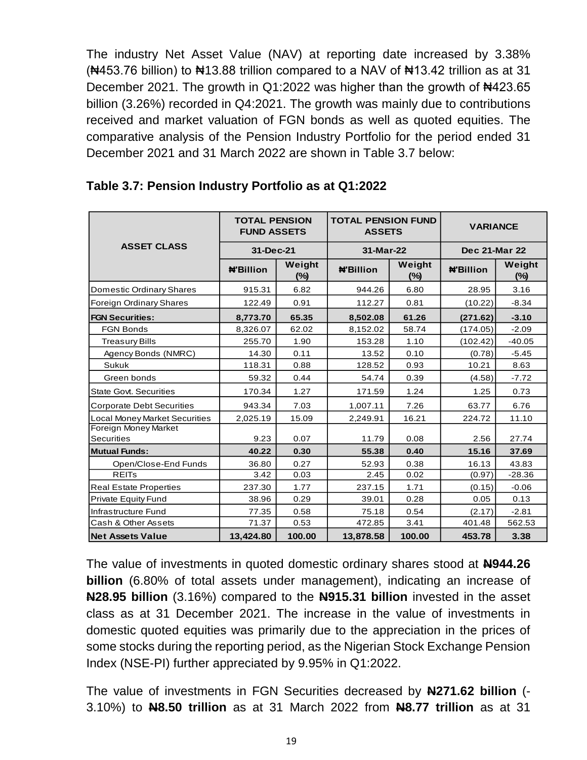The industry Net Asset Value (NAV) at reporting date increased by 3.38% (₦453.76 billion) to ₦13.88 trillion compared to a NAV of ₦13.42 trillion as at 31 December 2021. The growth in Q1:2022 was higher than the growth of ₦423.65 billion (3.26%) recorded in Q4:2021. The growth was mainly due to contributions received and market valuation of FGN bonds as well as quoted equities. The comparative analysis of the Pension Industry Portfolio for the period ended 31 December 2021 and 31 March 2022 are shown in Table 3.7 below:

**Table 3.7: Pension Industry Portfolio as at Q1:2022**

| ASSET CLASS | TOTAL PENSION FUND ASSETS | | TOTAL PENSION FUND ASSETS | | VARIANCE | |
|---|---|---|---|---|---|---|
| | 31-Dec-21 | | 31-Mar-22 | | Dec 21-Mar 22 | |
| | ₦'Billion | Weight (%) | ₦'Billion | Weight (%) | ₦'Billion | Weight (%) |
| Domestic Ordinary Shares | 915.31 | 6.82 | 944.26 | 6.80 | 28.95 | 3.16 |
| Foreign Ordinary Shares | 122.49 | 0.91 | 112.27 | 0.81 | (10.22) | -8.34 |
| **FGN Securities:** | **8,773.70** | **65.35** | **8,502.08** | **61.26** | **(271.62)** | **-3.10** |
| FGN Bonds | 8,326.07 | 62.02 | 8,152.02 | 58.74 | (174.05) | -2.09 |
| Treasury Bills | 255.70 | 1.90 | 153.28 | 1.10 | (102.42) | -40.05 |
| Agency Bonds (NMRC) | 14.30 | 0.11 | 13.52 | 0.10 | (0.78) | -5.45 |
| Sukuk | 118.31 | 0.88 | 128.52 | 0.93 | 10.21 | 8.63 |
| Green bonds | 59.32 | 0.44 | 54.74 | 0.39 | (4.58) | -7.72 |
| State Govt. Securities | 170.34 | 1.27 | 171.59 | 1.24 | 1.25 | 0.73 |
| Corporate Debt Securities | 943.34 | 7.03 | 1,007.11 | 7.26 | 63.77 | 6.76 |
| Local Money Market Securities | 2,025.19 | 15.09 | 2,249.91 | 16.21 | 224.72 | 11.10 |
| Foreign Money Market Securities | 9.23 | 0.07 | 11.79 | 0.08 | 2.56 | 27.74 |
| **Mutual Funds:** | **40.22** | **0.30** | **55.38** | **0.40** | **15.16** | **37.69** |
| Open/Close-End Funds | 36.80 | 0.27 | 52.93 | 0.38 | 16.13 | 43.83 |
| REITs | 3.42 | 0.03 | 2.45 | 0.02 | (0.97) | -28.36 |
| Real Estate Properties | 237.30 | 1.77 | 237.15 | 1.71 | (0.15) | -0.06 |
| Private Equity Fund | 38.96 | 0.29 | 39.01 | 0.28 | 0.05 | 0.13 |
| Infrastructure Fund | 77.35 | 0.58 | 75.18 | 0.54 | (2.17) | -2.81 |
| Cash & Other Assets | 71.37 | 0.53 | 472.85 | 3.41 | 401.48 | 562.53 |
| **Net Assets Value** | **13,424.80** | **100.00** | **13,878.58** | **100.00** | **453.78** | **3.38** |

The value of investments in quoted domestic ordinary shares stood at **₦944.26 billion** (6.80% of total assets under management), indicating an increase of **₦28.95 billion** (3.16%) compared to the **₦915.31 billion** invested in the asset class as at 31 December 2021. The increase in the value of investments in domestic quoted equities was primarily due to the appreciation in the prices of some stocks during the reporting period, as the Nigerian Stock Exchange Pension Index (NSE-PI) further appreciated by 9.95% in Q1:2022.

The value of investments in FGN Securities decreased by **₦271.62 billion** (-3.10%) to **₦8.50 trillion** as at 31 March 2022 from **₦8.77 trillion** as at 31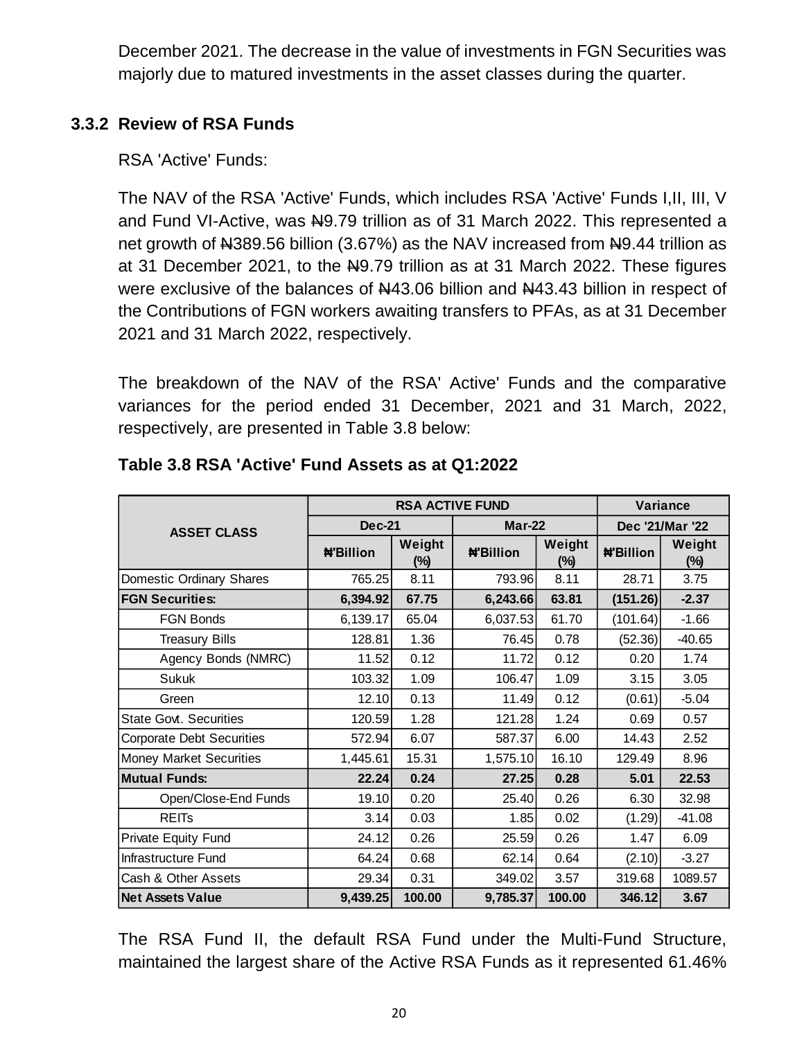December 2021. The decrease in the value of investments in FGN Securities was majorly due to matured investments in the asset classes during the quarter.

### 3.3.2 Review of RSA Funds

RSA 'Active' Funds:

The NAV of the RSA 'Active' Funds, which includes RSA 'Active' Funds I,II, III, V and Fund VI-Active, was ₦9.79 trillion as of 31 March 2022. This represented a net growth of ₦389.56 billion (3.67%) as the NAV increased from ₦9.44 trillion as at 31 December 2021, to the ₦9.79 trillion as at 31 March 2022. These figures were exclusive of the balances of ₦43.06 billion and ₦43.43 billion in respect of the Contributions of FGN workers awaiting transfers to PFAs, as at 31 December 2021 and 31 March 2022, respectively.

The breakdown of the NAV of the RSA' Active' Funds and the comparative variances for the period ended 31 December, 2021 and 31 March, 2022, respectively, are presented in Table 3.8 below:

**Table 3.8 RSA 'Active' Fund Assets as at Q1:2022**

| ASSET CLASS | RSA ACTIVE FUND | | | | Variance | |
|---|---|---|---|---|---|---|
| | Dec-21 | | Mar-22 | | Dec '21/Mar '22 | |
| | ₦'Billion | Weight (%) | ₦'Billion | Weight (%) | ₦'Billion | Weight (%) |
| Domestic Ordinary Shares | 765.25 | 8.11 | 793.96 | 8.11 | 28.71 | 3.75 |
| **FGN Securities:** | **6,394.92** | **67.75** | **6,243.66** | **63.81** | **(151.26)** | **-2.37** |
| FGN Bonds | 6,139.17 | 65.04 | 6,037.53 | 61.70 | (101.64) | -1.66 |
| Treasury Bills | 128.81 | 1.36 | 76.45 | 0.78 | (52.36) | -40.65 |
| Agency Bonds (NMRC) | 11.52 | 0.12 | 11.72 | 0.12 | 0.20 | 1.74 |
| Sukuk | 103.32 | 1.09 | 106.47 | 1.09 | 3.15 | 3.05 |
| Green | 12.10 | 0.13 | 11.49 | 0.12 | (0.61) | -5.04 |
| State Govt. Securities | 120.59 | 1.28 | 121.28 | 1.24 | 0.69 | 0.57 |
| Corporate Debt Securities | 572.94 | 6.07 | 587.37 | 6.00 | 14.43 | 2.52 |
| Money Market Securities | 1,445.61 | 15.31 | 1,575.10 | 16.10 | 129.49 | 8.96 |
| **Mutual Funds:** | **22.24** | **0.24** | **27.25** | **0.28** | **5.01** | **22.53** |
| Open/Close-End Funds | 19.10 | 0.20 | 25.40 | 0.26 | 6.30 | 32.98 |
| REITs | 3.14 | 0.03 | 1.85 | 0.02 | (1.29) | -41.08 |
| Private Equity Fund | 24.12 | 0.26 | 25.59 | 0.26 | 1.47 | 6.09 |
| Infrastructure Fund | 64.24 | 0.68 | 62.14 | 0.64 | (2.10) | -3.27 |
| Cash & Other Assets | 29.34 | 0.31 | 349.02 | 3.57 | 319.68 | 1089.57 |
| **Net Assets Value** | **9,439.25** | **100.00** | **9,785.37** | **100.00** | **346.12** | **3.67** |

The RSA Fund II, the default RSA Fund under the Multi-Fund Structure, maintained the largest share of the Active RSA Funds as it represented 61.46%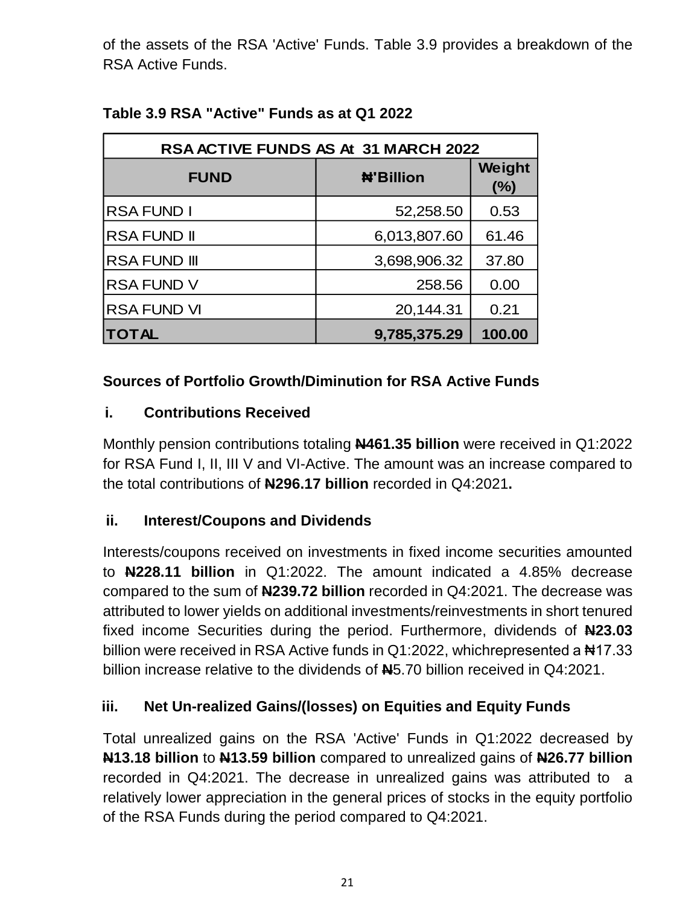of the assets of the RSA 'Active' Funds. Table 3.9 provides a breakdown of the RSA Active Funds.

**Table 3.9 RSA "Active" Funds as at Q1 2022**

| RSA ACTIVE FUNDS AS At 31 MARCH 2022 | | |
|---|---|---|
| **FUND** | **₦'Billion** | **Weight (%)** |
| RSA FUND I | 52,258.50 | 0.53 |
| RSA FUND II | 6,013,807.60 | 61.46 |
| RSA FUND III | 3,698,906.32 | 37.80 |
| RSA FUND V | 258.56 | 0.00 |
| RSA FUND VI | 20,144.31 | 0.21 |
| **TOTAL** | **9,785,375.29** | **100.00** |

**Sources of Portfolio Growth/Diminution for RSA Active Funds**

**i. Contributions Received**

Monthly pension contributions totaling **₦461.35 billion** were received in Q1:2022 for RSA Fund I, II, III V and VI-Active. The amount was an increase compared to the total contributions of **₦296.17 billion** recorded in Q4:2021**.**

**ii. Interest/Coupons and Dividends**

Interests/coupons received on investments in fixed income securities amounted to **₦228.11 billion** in Q1:2022. The amount indicated a 4.85% decrease compared to the sum of **₦239.72 billion** recorded in Q4:2021. The decrease was attributed to lower yields on additional investments/reinvestments in short tenured fixed income Securities during the period. Furthermore, dividends of **₦23.03** billion were received in RSA Active funds in Q1:2022, whichrepresented a ₦17.33 billion increase relative to the dividends of ₦5.70 billion received in Q4:2021.

**iii. Net Un-realized Gains/(losses) on Equities and Equity Funds**

Total unrealized gains on the RSA 'Active' Funds in Q1:2022 decreased by **₦13.18 billion** to **₦13.59 billion** compared to unrealized gains of **₦26.77 billion** recorded in Q4:2021. The decrease in unrealized gains was attributed to a relatively lower appreciation in the general prices of stocks in the equity portfolio of the RSA Funds during the period compared to Q4:2021.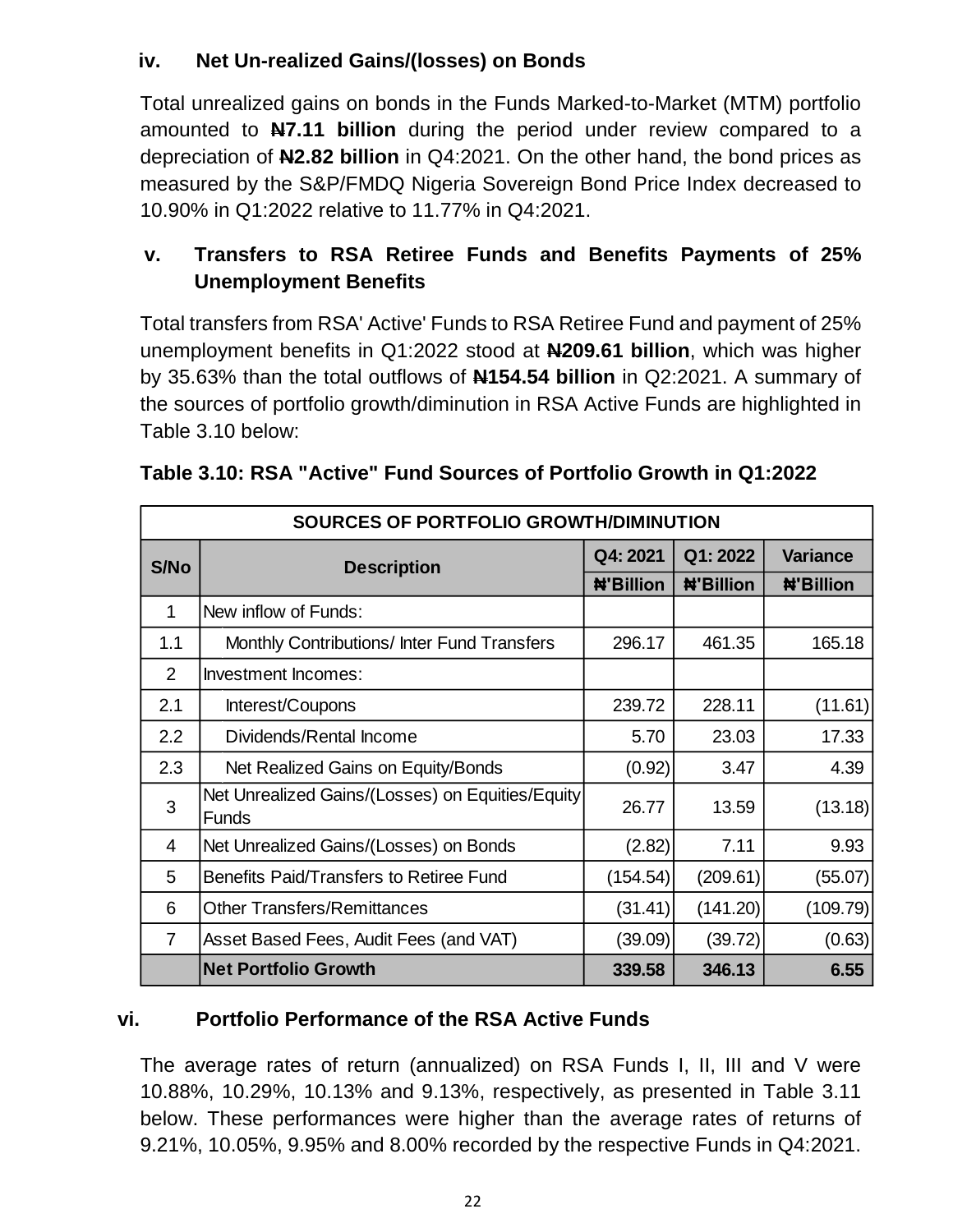### iv. Net Un-realized Gains/(losses) on Bonds

Total unrealized gains on bonds in the Funds Marked-to-Market (MTM) portfolio amounted to **₦7.11 billion** during the period under review compared to a depreciation of **₦2.82 billion** in Q4:2021. On the other hand, the bond prices as measured by the S&P/FMDQ Nigeria Sovereign Bond Price Index decreased to 10.90% in Q1:2022 relative to 11.77% in Q4:2021.

### v. Transfers to RSA Retiree Funds and Benefits Payments of 25% Unemployment Benefits

Total transfers from RSA' Active' Funds to RSA Retiree Fund and payment of 25% unemployment benefits in Q1:2022 stood at **₦209.61 billion**, which was higher by 35.63% than the total outflows of **₦154.54 billion** in Q2:2021. A summary of the sources of portfolio growth/diminution in RSA Active Funds are highlighted in Table 3.10 below:

**Table 3.10: RSA "Active" Fund Sources of Portfolio Growth in Q1:2022**

| SOURCES OF PORTFOLIO GROWTH/DIMINUTION | | | | |
|---|---|---|---|---|
| S/No | Description | Q4: 2021 ₦'Billion | Q1: 2022 ₦'Billion | Variance ₦'Billion |
| 1 | New inflow of Funds: | | | |
| 1.1 | Monthly Contributions/ Inter Fund Transfers | 296.17 | 461.35 | 165.18 |
| 2 | Investment Incomes: | | | |
| 2.1 | Interest/Coupons | 239.72 | 228.11 | (11.61) |
| 2.2 | Dividends/Rental Income | 5.70 | 23.03 | 17.33 |
| 2.3 | Net Realized Gains on Equity/Bonds | (0.92) | 3.47 | 4.39 |
| 3 | Net Unrealized Gains/(Losses) on Equities/Equity Funds | 26.77 | 13.59 | (13.18) |
| 4 | Net Unrealized Gains/(Losses) on Bonds | (2.82) | 7.11 | 9.93 |
| 5 | Benefits Paid/Transfers to Retiree Fund | (154.54) | (209.61) | (55.07) |
| 6 | Other Transfers/Remittances | (31.41) | (141.20) | (109.79) |
| 7 | Asset Based Fees, Audit Fees (and VAT) | (39.09) | (39.72) | (0.63) |
| | **Net Portfolio Growth** | **339.58** | **346.13** | **6.55** |

### vi. Portfolio Performance of the RSA Active Funds

The average rates of return (annualized) on RSA Funds I, II, III and V were 10.88%, 10.29%, 10.13% and 9.13%, respectively, as presented in Table 3.11 below. These performances were higher than the average rates of returns of 9.21%, 10.05%, 9.95% and 8.00% recorded by the respective Funds in Q4:2021.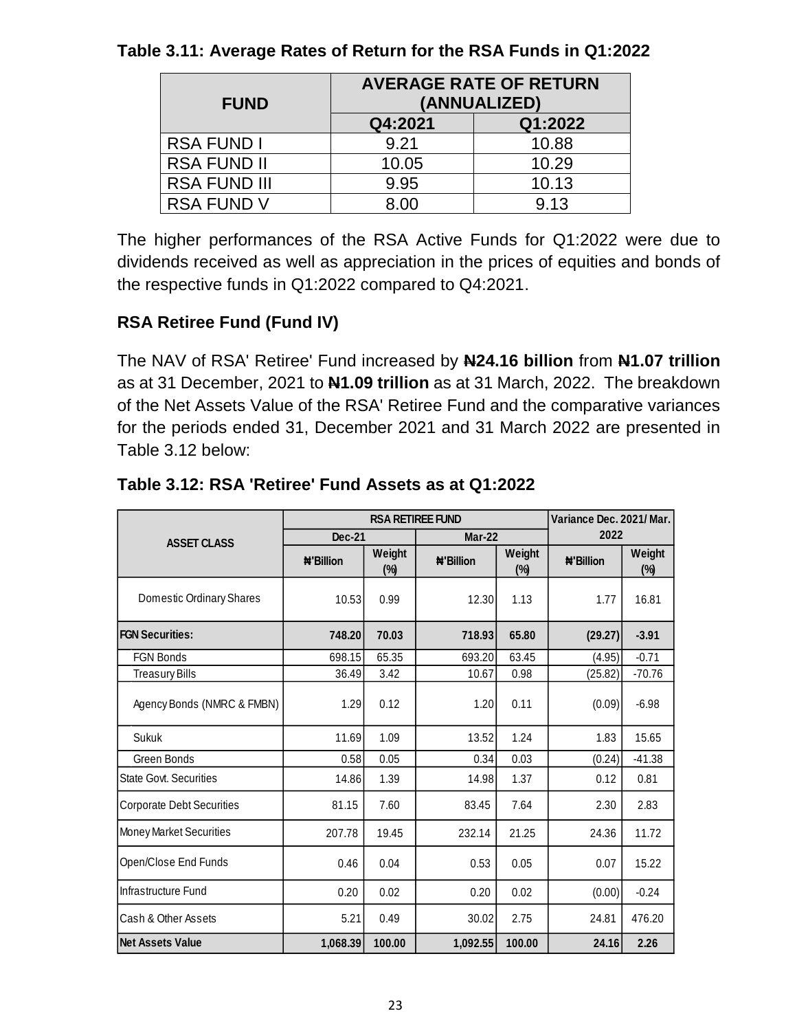**Table 3.11: Average Rates of Return for the RSA Funds in Q1:2022**

| FUND | AVERAGE RATE OF RETURN (ANNUALIZED) | |
|---|---|---|
| | Q4:2021 | Q1:2022 |
| RSA FUND I | 9.21 | 10.88 |
| RSA FUND II | 10.05 | 10.29 |
| RSA FUND III | 9.95 | 10.13 |
| RSA FUND V | 8.00 | 9.13 |

The higher performances of the RSA Active Funds for Q1:2022 were due to dividends received as well as appreciation in the prices of equities and bonds of the respective funds in Q1:2022 compared to Q4:2021.

### RSA Retiree Fund (Fund IV)

The NAV of RSA' Retiree' Fund increased by **₦24.16 billion** from **₦1.07 trillion** as at 31 December, 2021 to **₦1.09 trillion** as at 31 March, 2022. The breakdown of the Net Assets Value of the RSA' Retiree' Fund and the comparative variances for the periods ended 31, December 2021 and 31 March 2022 are presented in Table 3.12 below:

**Table 3.12: RSA 'Retiree' Fund Assets as at Q1:2022**

| ASSET CLASS | RSA RETIREE FUND | | | | Variance Dec. 2021/ Mar. 2022 | |
|---|---|---|---|---|---|---|
| | Dec-21 | | Mar-22 | | | |
| | ₦'Billion | Weight (%) | ₦'Billion | Weight (%) | ₦'Billion | Weight (%) |
| Domestic Ordinary Shares | 10.53 | 0.99 | 12.30 | 1.13 | 1.77 | 16.81 |
| **FGN Securities:** | **748.20** | **70.03** | **718.93** | **65.80** | **(29.27)** | **-3.91** |
| FGN Bonds | 698.15 | 65.35 | 693.20 | 63.45 | (4.95) | -0.71 |
| Treasury Bills | 36.49 | 3.42 | 10.67 | 0.98 | (25.82) | -70.76 |
| Agency Bonds (NMRC & FMBN) | 1.29 | 0.12 | 1.20 | 0.11 | (0.09) | -6.98 |
| Sukuk | 11.69 | 1.09 | 13.52 | 1.24 | 1.83 | 15.65 |
| Green Bonds | 0.58 | 0.05 | 0.34 | 0.03 | (0.24) | -41.38 |
| State Govt. Securities | 14.86 | 1.39 | 14.98 | 1.37 | 0.12 | 0.81 |
| Corporate Debt Securities | 81.15 | 7.60 | 83.45 | 7.64 | 2.30 | 2.83 |
| Money Market Securities | 207.78 | 19.45 | 232.14 | 21.25 | 24.36 | 11.72 |
| Open/Close End Funds | 0.46 | 0.04 | 0.53 | 0.05 | 0.07 | 15.22 |
| Infrastructure Fund | 0.20 | 0.02 | 0.20 | 0.02 | (0.00) | -0.24 |
| Cash & Other Assets | 5.21 | 0.49 | 30.02 | 2.75 | 24.81 | 476.20 |
| **Net Assets Value** | **1,068.39** | **100.00** | **1,092.55** | **100.00** | **24.16** | **2.26** |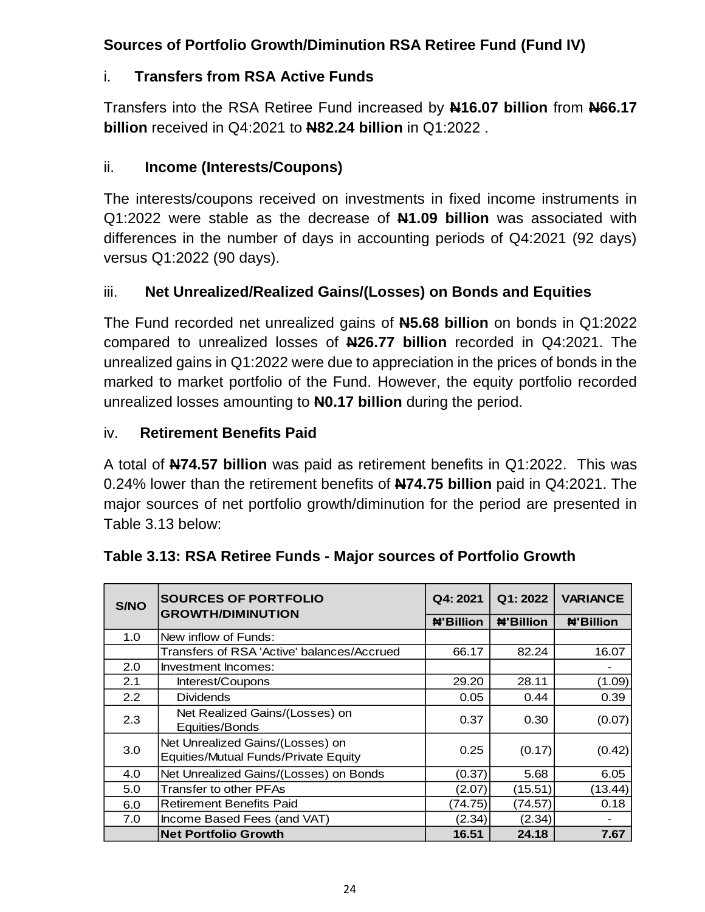**Sources of Portfolio Growth/Diminution RSA Retiree Fund (Fund IV)**

i. **Transfers from RSA Active Funds**

Transfers into the RSA Retiree Fund increased by **₦16.07 billion** from **₦66.17 billion** received in Q4:2021 to **₦82.24 billion** in Q1:2022 .

ii. **Income (Interests/Coupons)**

The interests/coupons received on investments in fixed income instruments in Q1:2022 were stable as the decrease of **₦1.09 billion** was associated with differences in the number of days in accounting periods of Q4:2021 (92 days) versus Q1:2022 (90 days).

iii. **Net Unrealized/Realized Gains/(Losses) on Bonds and Equities**

The Fund recorded net unrealized gains of **₦5.68 billion** on bonds in Q1:2022 compared to unrealized losses of **₦26.77 billion** recorded in Q4:2021. The unrealized gains in Q1:2022 were due to appreciation in the prices of bonds in the marked to market portfolio of the Fund. However, the equity portfolio recorded unrealized losses amounting to **₦0.17 billion** during the period.

iv. **Retirement Benefits Paid**

A total of **₦74.57 billion** was paid as retirement benefits in Q1:2022. This was 0.24% lower than the retirement benefits of **₦74.75 billion** paid in Q4:2021. The major sources of net portfolio growth/diminution for the period are presented in Table 3.13 below:

**Table 3.13: RSA Retiree Funds - Major sources of Portfolio Growth**

| S/NO | SOURCES OF PORTFOLIO GROWTH/DIMINUTION | Q4: 2021 | Q1: 2022 | VARIANCE |
|---|---|---|---|---|
| | | ₦'Billion | ₦'Billion | ₦'Billion |
| 1.0 | New inflow of Funds: | | | |
| | Transfers of RSA 'Active' balances/Accrued | 66.17 | 82.24 | 16.07 |
| 2.0 | Investment Incomes: | | | - |
| 2.1 | Interest/Coupons | 29.20 | 28.11 | (1.09) |
| 2.2 | Dividends | 0.05 | 0.44 | 0.39 |
| 2.3 | Net Realized Gains/(Losses) on Equities/Bonds | 0.37 | 0.30 | (0.07) |
| 3.0 | Net Unrealized Gains/(Losses) on Equities/Mutual Funds/Private Equity | 0.25 | (0.17) | (0.42) |
| 4.0 | Net Unrealized Gains/(Losses) on Bonds | (0.37) | 5.68 | 6.05 |
| 5.0 | Transfer to other PFAs | (2.07) | (15.51) | (13.44) |
| 6.0 | Retirement Benefits Paid | (74.75) | (74.57) | 0.18 |
| 7.0 | Income Based Fees (and VAT) | (2.34) | (2.34) | - |
| | **Net Portfolio Growth** | **16.51** | **24.18** | **7.67** |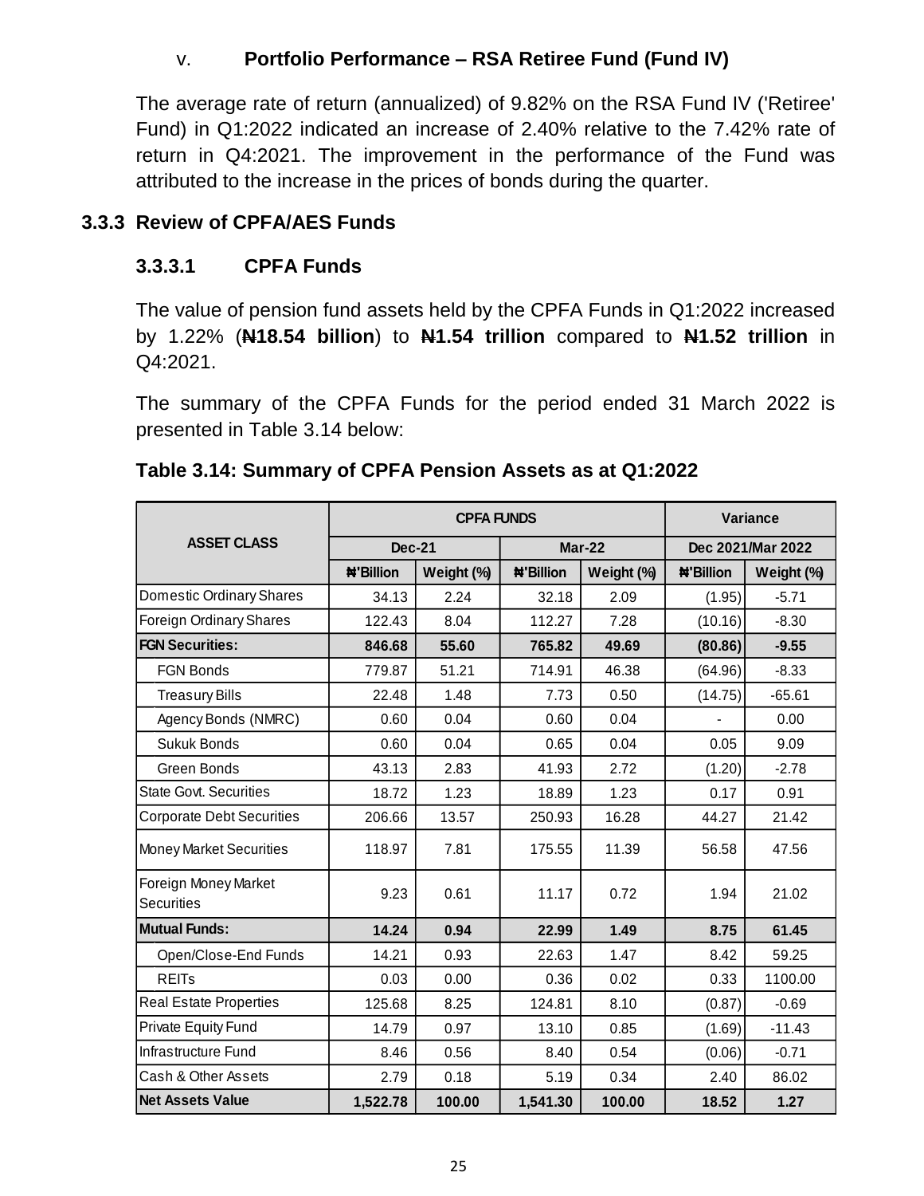v. **Portfolio Performance – RSA Retiree Fund (Fund IV)**

The average rate of return (annualized) of 9.82% on the RSA Fund IV ('Retiree' Fund) in Q1:2022 indicated an increase of 2.40% relative to the 7.42% rate of return in Q4:2021. The improvement in the performance of the Fund was attributed to the increase in the prices of bonds during the quarter.

### 3.3.3 Review of CPFA/AES Funds

#### 3.3.3.1 CPFA Funds

The value of pension fund assets held by the CPFA Funds in Q1:2022 increased by 1.22% (**₦18.54 billion**) to **₦1.54 trillion** compared to **₦1.52 trillion** in Q4:2021.

The summary of the CPFA Funds for the period ended 31 March 2022 is presented in Table 3.14 below:

**Table 3.14: Summary of CPFA Pension Assets as at Q1:2022**

| ASSET CLASS | CPFA FUNDS | | | | Variance | |
|---|---|---|---|---|---|---|
| | Dec-21 | | Mar-22 | | Dec 2021/Mar 2022 | |
| | ₦'Billion | Weight (%) | ₦'Billion | Weight (%) | ₦'Billion | Weight (%) |
| Domestic Ordinary Shares | 34.13 | 2.24 | 32.18 | 2.09 | (1.95) | -5.71 |
| Foreign Ordinary Shares | 122.43 | 8.04 | 112.27 | 7.28 | (10.16) | -8.30 |
| **FGN Securities:** | **846.68** | **55.60** | **765.82** | **49.69** | **(80.86)** | **-9.55** |
| FGN Bonds | 779.87 | 51.21 | 714.91 | 46.38 | (64.96) | -8.33 |
| Treasury Bills | 22.48 | 1.48 | 7.73 | 0.50 | (14.75) | -65.61 |
| Agency Bonds (NMRC) | 0.60 | 0.04 | 0.60 | 0.04 | - | 0.00 |
| Sukuk Bonds | 0.60 | 0.04 | 0.65 | 0.04 | 0.05 | 9.09 |
| Green Bonds | 43.13 | 2.83 | 41.93 | 2.72 | (1.20) | -2.78 |
| State Govt. Securities | 18.72 | 1.23 | 18.89 | 1.23 | 0.17 | 0.91 |
| Corporate Debt Securities | 206.66 | 13.57 | 250.93 | 16.28 | 44.27 | 21.42 |
| Money Market Securities | 118.97 | 7.81 | 175.55 | 11.39 | 56.58 | 47.56 |
| Foreign Money Market Securities | 9.23 | 0.61 | 11.17 | 0.72 | 1.94 | 21.02 |
| **Mutual Funds:** | **14.24** | **0.94** | **22.99** | **1.49** | **8.75** | **61.45** |
| Open/Close-End Funds | 14.21 | 0.93 | 22.63 | 1.47 | 8.42 | 59.25 |
| REITs | 0.03 | 0.00 | 0.36 | 0.02 | 0.33 | 1100.00 |
| Real Estate Properties | 125.68 | 8.25 | 124.81 | 8.10 | (0.87) | -0.69 |
| Private Equity Fund | 14.79 | 0.97 | 13.10 | 0.85 | (1.69) | -11.43 |
| Infrastructure Fund | 8.46 | 0.56 | 8.40 | 0.54 | (0.06) | -0.71 |
| Cash & Other Assets | 2.79 | 0.18 | 5.19 | 0.34 | 2.40 | 86.02 |
| **Net Assets Value** | **1,522.78** | **100.00** | **1,541.30** | **100.00** | **18.52** | **1.27** |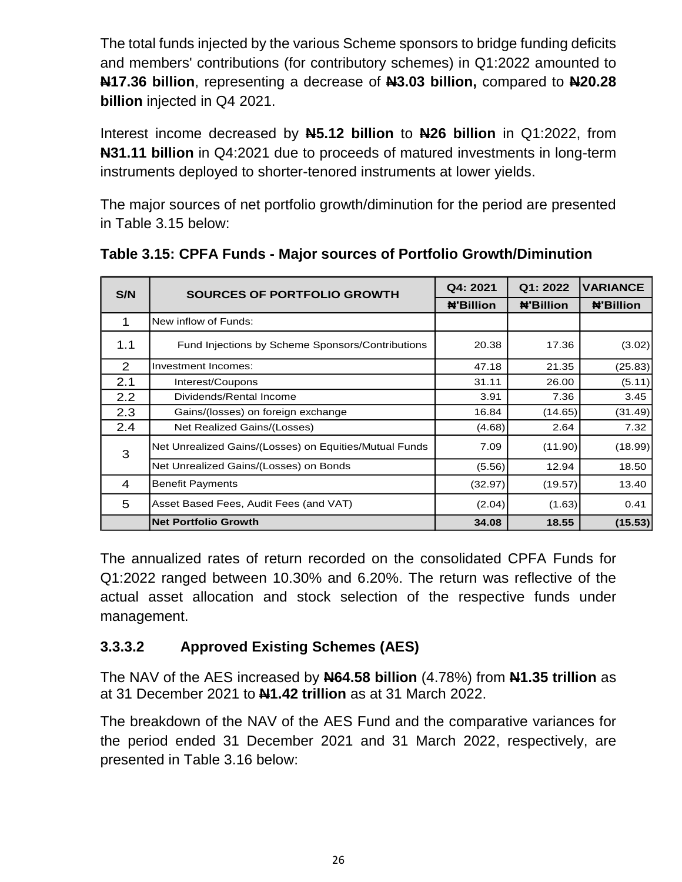The total funds injected by the various Scheme sponsors to bridge funding deficits and members' contributions (for contributory schemes) in Q1:2022 amounted to **₦17.36 billion**, representing a decrease of **₦3.03 billion,** compared to **₦20.28 billion** injected in Q4 2021.

Interest income decreased by **₦5.12 billion** to **₦26 billion** in Q1:2022, from **₦31.11 billion** in Q4:2021 due to proceeds of matured investments in long-term instruments deployed to shorter-tenored instruments at lower yields.

The major sources of net portfolio growth/diminution for the period are presented in Table 3.15 below:

**Table 3.15: CPFA Funds - Major sources of Portfolio Growth/Diminution**

| S/N | SOURCES OF PORTFOLIO GROWTH | Q4: 2021 | Q1: 2022 | VARIANCE |
|---|---|---|---|---|
| | | ₦'Billion | ₦'Billion | ₦'Billion |
| 1 | New inflow of Funds: | | | |
| 1.1 | Fund Injections by Scheme Sponsors/Contributions | 20.38 | 17.36 | (3.02) |
| 2 | Investment Incomes: | 47.18 | 21.35 | (25.83) |
| 2.1 | Interest/Coupons | 31.11 | 26.00 | (5.11) |
| 2.2 | Dividends/Rental Income | 3.91 | 7.36 | 3.45 |
| 2.3 | Gains/(losses) on foreign exchange | 16.84 | (14.65) | (31.49) |
| 2.4 | Net Realized Gains/(Losses) | (4.68) | 2.64 | 7.32 |
| 3 | Net Unrealized Gains/(Losses) on Equities/Mutual Funds | 7.09 | (11.90) | (18.99) |
| | Net Unrealized Gains/(Losses) on Bonds | (5.56) | 12.94 | 18.50 |
| 4 | Benefit Payments | (32.97) | (19.57) | 13.40 |
| 5 | Asset Based Fees, Audit Fees (and VAT) | (2.04) | (1.63) | 0.41 |
| | **Net Portfolio Growth** | **34.08** | **18.55** | **(15.53)** |

The annualized rates of return recorded on the consolidated CPFA Funds for Q1:2022 ranged between 10.30% and 6.20%. The return was reflective of the actual asset allocation and stock selection of the respective funds under management.

### 3.3.3.2 Approved Existing Schemes (AES)

The NAV of the AES increased by **₦64.58 billion** (4.78%) from **₦1.35 trillion** as at 31 December 2021 to **₦1.42 trillion** as at 31 March 2022.

The breakdown of the NAV of the AES Fund and the comparative variances for the period ended 31 December 2021 and 31 March 2022, respectively, are presented in Table 3.16 below: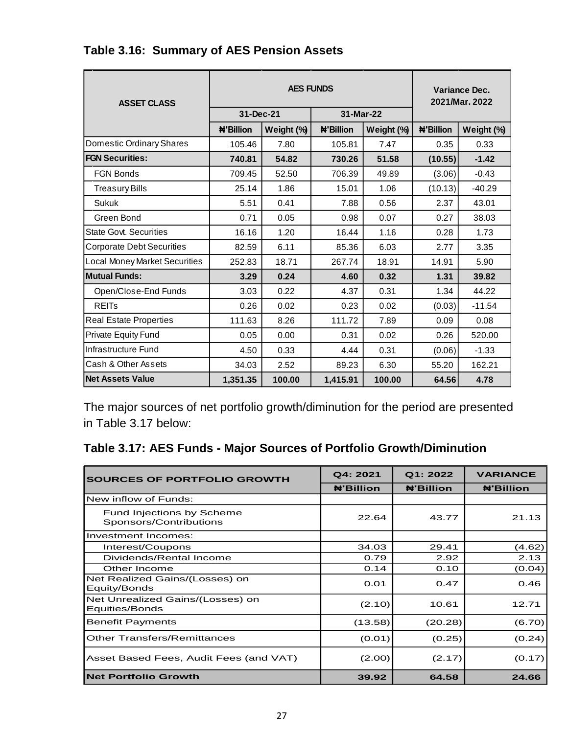### Table 3.16: Summary of AES Pension Assets

| ASSET CLASS | AES FUNDS | | | | Variance Dec. 2021/Mar. 2022 | |
|---|---|---|---|---|---|---|
| | 31-Dec-21 | | 31-Mar-22 | | | |
| | ₦'Billion | Weight (%) | ₦'Billion | Weight (%) | ₦'Billion | Weight (%) |
| Domestic Ordinary Shares | 105.46 | 7.80 | 105.81 | 7.47 | 0.35 | 0.33 |
| **FGN Securities:** | **740.81** | **54.82** | **730.26** | **51.58** | **(10.55)** | **-1.42** |
| FGN Bonds | 709.45 | 52.50 | 706.39 | 49.89 | (3.06) | -0.43 |
| Treasury Bills | 25.14 | 1.86 | 15.01 | 1.06 | (10.13) | -40.29 |
| Sukuk | 5.51 | 0.41 | 7.88 | 0.56 | 2.37 | 43.01 |
| Green Bond | 0.71 | 0.05 | 0.98 | 0.07 | 0.27 | 38.03 |
| State Govt. Securities | 16.16 | 1.20 | 16.44 | 1.16 | 0.28 | 1.73 |
| Corporate Debt Securities | 82.59 | 6.11 | 85.36 | 6.03 | 2.77 | 3.35 |
| Local Money Market Securities | 252.83 | 18.71 | 267.74 | 18.91 | 14.91 | 5.90 |
| **Mutual Funds:** | **3.29** | **0.24** | **4.60** | **0.32** | **1.31** | **39.82** |
| Open/Close-End Funds | 3.03 | 0.22 | 4.37 | 0.31 | 1.34 | 44.22 |
| REITs | 0.26 | 0.02 | 0.23 | 0.02 | (0.03) | -11.54 |
| Real Estate Properties | 111.63 | 8.26 | 111.72 | 7.89 | 0.09 | 0.08 |
| Private Equity Fund | 0.05 | 0.00 | 0.31 | 0.02 | 0.26 | 520.00 |
| Infrastructure Fund | 4.50 | 0.33 | 4.44 | 0.31 | (0.06) | -1.33 |
| Cash & Other Assets | 34.03 | 2.52 | 89.23 | 6.30 | 55.20 | 162.21 |
| **Net Assets Value** | **1,351.35** | **100.00** | **1,415.91** | **100.00** | **64.56** | **4.78** |

The major sources of net portfolio growth/diminution for the period are presented in Table 3.17 below:

### Table 3.17: AES Funds - Major Sources of Portfolio Growth/Diminution

| SOURCES OF PORTFOLIO GROWTH | Q4: 2021 | Q1: 2022 | VARIANCE |
|---|---|---|---|
| | ₦'Billion | ₦'Billion | ₦'Billion |
| New inflow of Funds: | | | |
| Fund Injections by Scheme Sponsors/Contributions | 22.64 | 43.77 | 21.13 |
| Investment Incomes: | | | |
| Interest/Coupons | 34.03 | 29.41 | (4.62) |
| Dividends/Rental Income | 0.79 | 2.92 | 2.13 |
| Other Income | 0.14 | 0.10 | (0.04) |
| Net Realized Gains/(Losses) on Equity/Bonds | 0.01 | 0.47 | 0.46 |
| Net Unrealized Gains/(Losses) on Equities/Bonds | (2.10) | 10.61 | 12.71 |
| Benefit Payments | (13.58) | (20.28) | (6.70) |
| Other Transfers/Remittances | (0.01) | (0.25) | (0.24) |
| Asset Based Fees, Audit Fees (and VAT) | (2.00) | (2.17) | (0.17) |
| **Net Portfolio Growth** | **39.92** | **64.58** | **24.66** |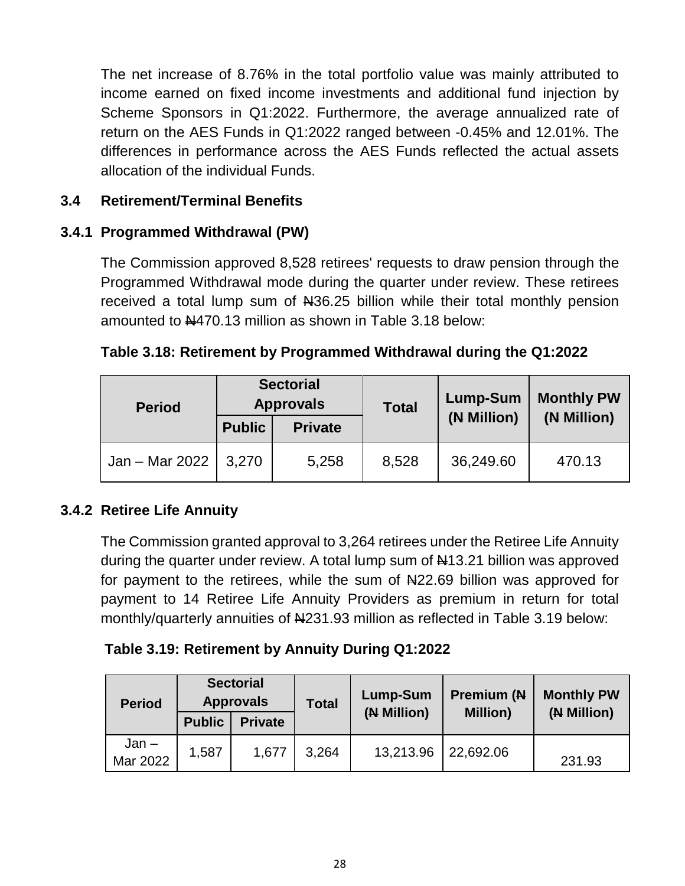The net increase of 8.76% in the total portfolio value was mainly attributed to income earned on fixed income investments and additional fund injection by Scheme Sponsors in Q1:2022. Furthermore, the average annualized rate of return on the AES Funds in Q1:2022 ranged between -0.45% and 12.01%. The differences in performance across the AES Funds reflected the actual assets allocation of the individual Funds.

### 3.4 Retirement/Terminal Benefits

#### 3.4.1 Programmed Withdrawal (PW)

The Commission approved 8,528 retirees' requests to draw pension through the Programmed Withdrawal mode during the quarter under review. These retirees received a total lump sum of ₦36.25 billion while their total monthly pension amounted to ₦470.13 million as shown in Table 3.18 below:

**Table 3.18: Retirement by Programmed Withdrawal during the Q1:2022**

| Period | Sectorial Approvals | | Total | Lump-Sum (₦ Million) | Monthly PW (₦ Million) |
|---|---|---|---|---|---|
| | Public | Private | | | |
| Jan – Mar 2022 | 3,270 | 5,258 | 8,528 | 36,249.60 | 470.13 |

#### 3.4.2 Retiree Life Annuity

The Commission granted approval to 3,264 retirees under the Retiree Life Annuity during the quarter under review. A total lump sum of ₦13.21 billion was approved for payment to the retirees, while the sum of ₦22.69 billion was approved for payment to 14 Retiree Life Annuity Providers as premium in return for total monthly/quarterly annuities of ₦231.93 million as reflected in Table 3.19 below:

**Table 3.19: Retirement by Annuity During Q1:2022**

| Period | Sectorial Approvals | | Total | Lump-Sum (₦ Million) | Premium (₦ Million) | Monthly PW (₦ Million) |
|---|---|---|---|---|---|---|
| | Public | Private | | | | |
| Jan – Mar 2022 | 1,587 | 1,677 | 3,264 | 13,213.96 | 22,692.06 | 231.93 |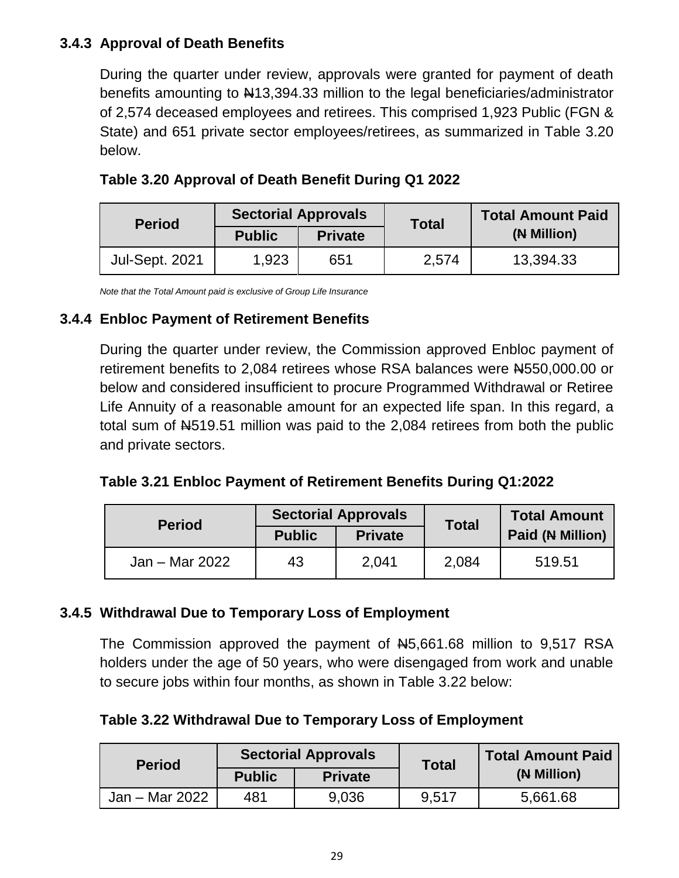### 3.4.3 Approval of Death Benefits

During the quarter under review, approvals were granted for payment of death benefits amounting to ₦13,394.33 million to the legal beneficiaries/administrator of 2,574 deceased employees and retirees. This comprised 1,923 Public (FGN & State) and 651 private sector employees/retirees, as summarized in Table 3.20 below.

**Table 3.20 Approval of Death Benefit During Q1 2022**

| Period | Sectorial Approvals | | Total | Total Amount Paid (₦ Million) |
|---|---|---|---|---|
| | Public | Private | | |
| Jul-Sept. 2021 | 1,923 | 651 | 2,574 | 13,394.33 |

*Note that the Total Amount paid is exclusive of Group Life Insurance*

### 3.4.4 Enbloc Payment of Retirement Benefits

During the quarter under review, the Commission approved Enbloc payment of retirement benefits to 2,084 retirees whose RSA balances were ₦550,000.00 or below and considered insufficient to procure Programmed Withdrawal or Retiree Life Annuity of a reasonable amount for an expected life span. In this regard, a total sum of ₦519.51 million was paid to the 2,084 retirees from both the public and private sectors.

**Table 3.21 Enbloc Payment of Retirement Benefits During Q1:2022**

| Period | Sectorial Approvals | | Total | Total Amount Paid (₦ Million) |
|---|---|---|---|---|
| | Public | Private | | |
| Jan – Mar 2022 | 43 | 2,041 | 2,084 | 519.51 |

### 3.4.5 Withdrawal Due to Temporary Loss of Employment

The Commission approved the payment of ₦5,661.68 million to 9,517 RSA holders under the age of 50 years, who were disengaged from work and unable to secure jobs within four months, as shown in Table 3.22 below:

**Table 3.22 Withdrawal Due to Temporary Loss of Employment**

| Period | Sectorial Approvals | | Total | Total Amount Paid (₦ Million) |
|---|---|---|---|---|
| | Public | Private | | |
| Jan – Mar 2022 | 481 | 9,036 | 9,517 | 5,661.68 |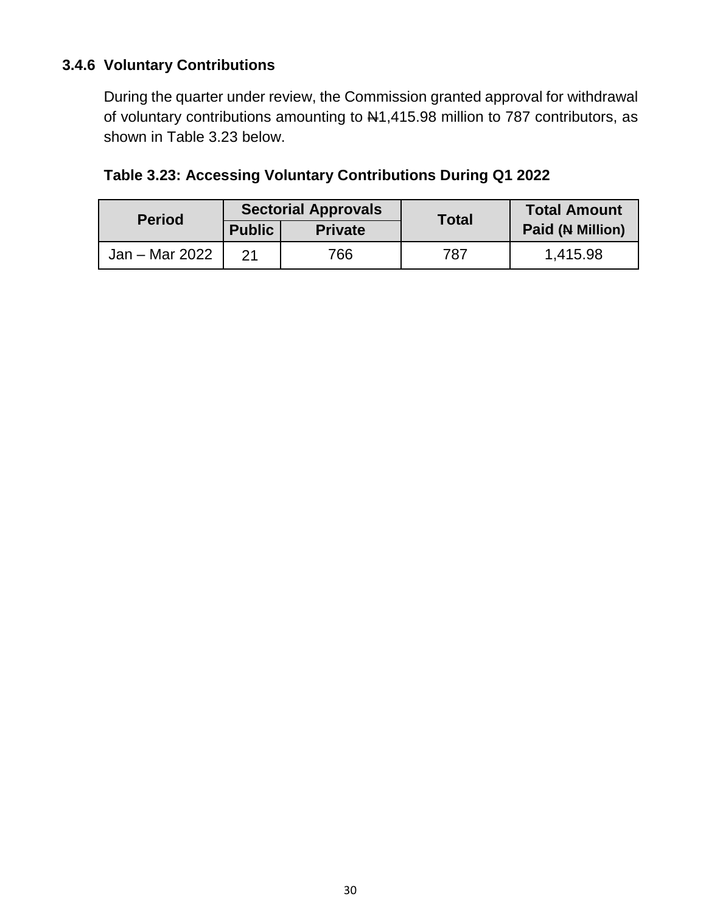### 3.4.6 Voluntary Contributions

During the quarter under review, the Commission granted approval for withdrawal of voluntary contributions amounting to ₦1,415.98 million to 787 contributors, as shown in Table 3.23 below.

**Table 3.23: Accessing Voluntary Contributions During Q1 2022**

| Period | Sectorial Approvals | | Total | Total Amount Paid (₦ Million) |
|---|---|---|---|---|
| | Public | Private | | |
| Jan – Mar 2022 | 21 | 766 | 787 | 1,415.98 |